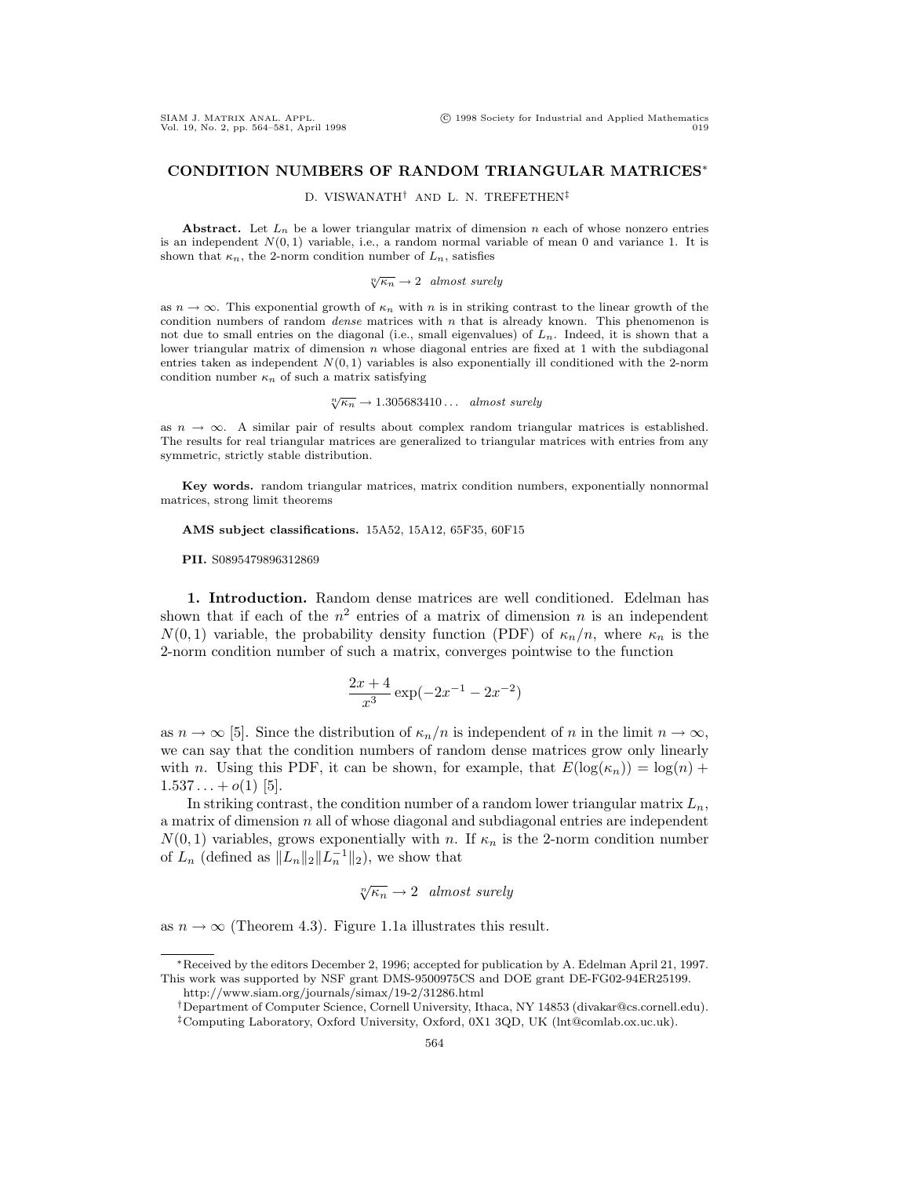# CONDITION NUMBERS OF RANDOM TRIANGULAR MATRICES*

D. VISWANATH† AND L. N. TREFETHEN‡

**Abstract.** Let $L_n$ be a lower triangular matrix of dimension $n$ each of whose nonzero entries is an independent $N(0,1)$ variable, i.e., a random normal variable of mean 0 and variance 1. It is shown that $\kappa_n$, the 2-norm condition number of $L_n$, satisfies

$$\sqrt[n]{\kappa_n} \to 2 \quad \textit{almost surely}$$

as $n \to \infty$. This exponential growth of $\kappa_n$ with $n$ is in striking contrast to the linear growth of the condition numbers of random *dense* matrices with $n$ that is already known. This phenomenon is not due to small entries on the diagonal (i.e., small eigenvalues) of $L_n$. Indeed, it is shown that a lower triangular matrix of dimension $n$ whose diagonal entries are fixed at 1 with the subdiagonal entries taken as independent $N(0,1)$ variables is also exponentially ill conditioned with the 2-norm condition number $\kappa_n$ of such a matrix satisfying

$$\sqrt[n]{\kappa_n} \to 1.305683410\ldots \quad \textit{almost surely}$$

as $n \to \infty$. A similar pair of results about complex random triangular matrices is established. The results for real triangular matrices are generalized to triangular matrices with entries from any symmetric, strictly stable distribution.

**Key words.** random triangular matrices, matrix condition numbers, exponentially nonnormal matrices, strong limit theorems

**AMS subject classifications.** 15A52, 15A12, 65F35, 60F15

**PII.** S0895479896312869

**1. Introduction.** Random dense matrices are well conditioned. Edelman has shown that if each of the $n^2$ entries of a matrix of dimension $n$ is an independent $N(0,1)$ variable, the probability density function (PDF) of $\kappa_n/n$, where $\kappa_n$ is the 2-norm condition number of such a matrix, converges pointwise to the function

$$\frac{2x+4}{x^3}\exp(-2x^{-1} - 2x^{-2})$$

as $n \to \infty$ [5]. Since the distribution of $\kappa_n/n$ is independent of $n$ in the limit $n \to \infty$, we can say that the condition numbers of random dense matrices grow only linearly with $n$. Using this PDF, it can be shown, for example, that $E(\log(\kappa_n)) = \log(n) + 1.537\ldots + o(1)$ [5].

In striking contrast, the condition number of a random lower triangular matrix $L_n$, a matrix of dimension $n$ all of whose diagonal and subdiagonal entries are independent $N(0,1)$ variables, grows exponentially with $n$. If $\kappa_n$ is the 2-norm condition number of $L_n$ (defined as $\|L_n\|_2\|L_n^{-1}\|_2$), we show that

$$\sqrt[n]{\kappa_n} \to 2 \quad \textit{almost surely}$$

as $n \to \infty$ (Theorem 4.3). Figure 1.1a illustrates this result.

---

*Received by the editors December 2, 1996; accepted for publication by A. Edelman April 21, 1997. This work was supported by NSF grant DMS-9500975CS and DOE grant DE-FG02-94ER25199.
http://www.siam.org/journals/simax/19-2/31286.html

†Department of Computer Science, Cornell University, Ithaca, NY 14853 (divakar@cs.cornell.edu).

‡Computing Laboratory, Oxford University, Oxford, 0X1 3QD, UK (lnt@comlab.ox.uc.uk).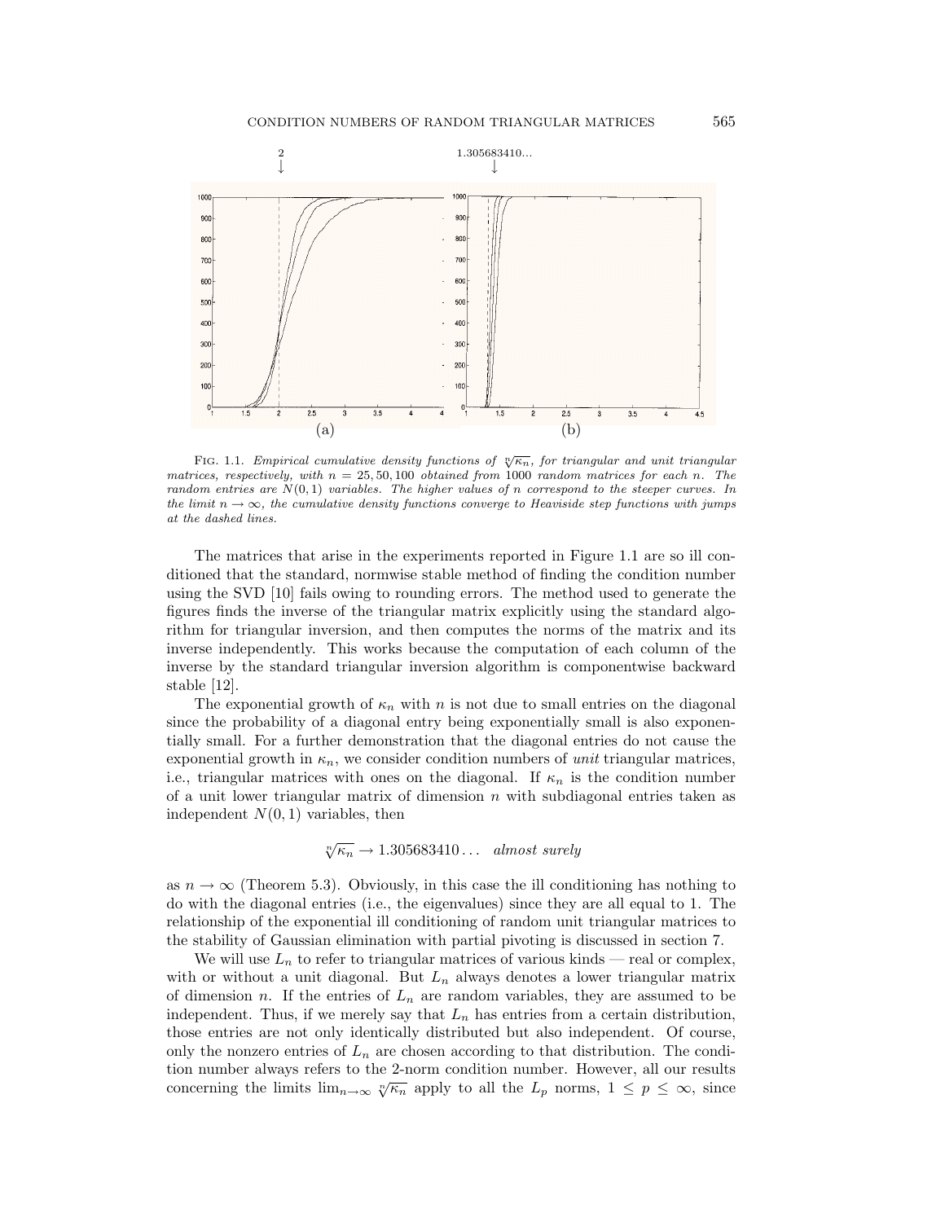FIG. 1.1. *Empirical cumulative density functions of $\sqrt[n]{\kappa_n}$, for triangular and unit triangular matrices, respectively, with $n = 25, 50, 100$ obtained from 1000 random matrices for each $n$. The random entries are $N(0,1)$ variables. The higher values of $n$ correspond to the steeper curves. In the limit $n \to \infty$, the cumulative density functions converge to Heaviside step functions with jumps at the dashed lines.*

The matrices that arise in the experiments reported in Figure 1.1 are so ill conditioned that the standard, normwise stable method of finding the condition number using the SVD [10] fails owing to rounding errors. The method used to generate the figures finds the inverse of the triangular matrix explicitly using the standard algorithm for triangular inversion, and then computes the norms of the matrix and its inverse independently. This works because the computation of each column of the inverse by the standard triangular inversion algorithm is componentwise backward stable [12].

The exponential growth of $\kappa_n$ with $n$ is not due to small entries on the diagonal since the probability of a diagonal entry being exponentially small is also exponentially small. For a further demonstration that the diagonal entries do not cause the exponential growth in $\kappa_n$, we consider condition numbers of *unit* triangular matrices, i.e., triangular matrices with ones on the diagonal. If $\kappa_n$ is the condition number of a unit lower triangular matrix of dimension $n$ with subdiagonal entries taken as independent $N(0,1)$ variables, then

$$\sqrt[n]{\kappa_n} \to 1.305683410\ldots \quad \textit{almost surely}$$

as $n \to \infty$ (Theorem 5.3). Obviously, in this case the ill conditioning has nothing to do with the diagonal entries (i.e., the eigenvalues) since they are all equal to 1. The relationship of the exponential ill conditioning of random unit triangular matrices to the stability of Gaussian elimination with partial pivoting is discussed in section 7.

We will use $L_n$ to refer to triangular matrices of various kinds — real or complex, with or without a unit diagonal. But $L_n$ always denotes a lower triangular matrix of dimension $n$. If the entries of $L_n$ are random variables, they are assumed to be independent. Thus, if we merely say that $L_n$ has entries from a certain distribution, those entries are not only identically distributed but also independent. Of course, only the nonzero entries of $L_n$ are chosen according to that distribution. The condition number always refers to the 2-norm condition number. However, all our results concerning the limits $\lim_{n\to\infty} \sqrt[n]{\kappa_n}$ apply to all the $L_p$ norms, $1 \leq p \leq \infty$, since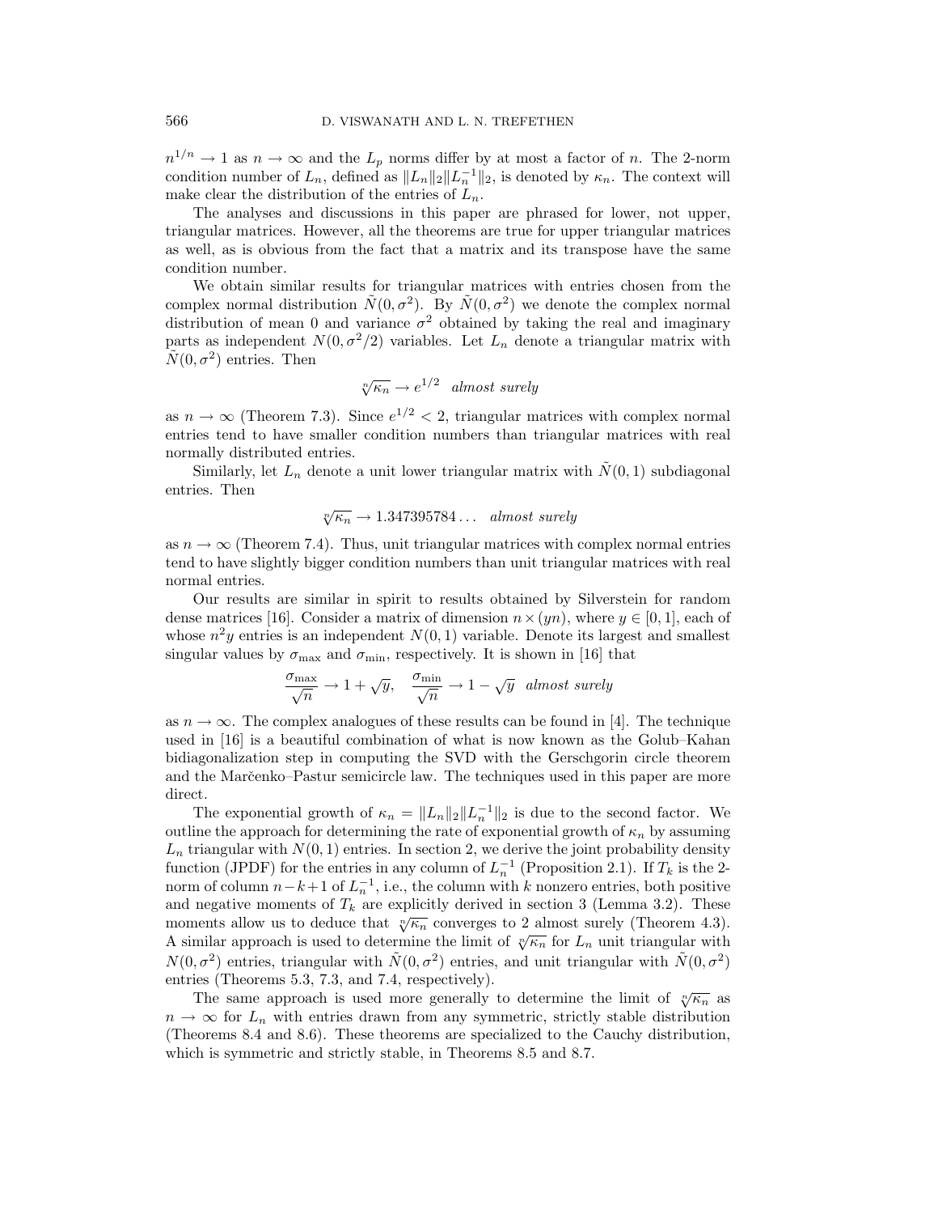$n^{1/n} \to 1$ as $n \to \infty$ and the $L_p$ norms differ by at most a factor of $n$. The 2-norm condition number of $L_n$, defined as $\|L_n\|_2 \|L_n^{-1}\|_2$, is denoted by $\kappa_n$. The context will make clear the distribution of the entries of $L_n$.

The analyses and discussions in this paper are phrased for lower, not upper, triangular matrices. However, all the theorems are true for upper triangular matrices as well, as is obvious from the fact that a matrix and its transpose have the same condition number.

We obtain similar results for triangular matrices with entries chosen from the complex normal distribution $\tilde{N}(0, \sigma^2)$. By $\tilde{N}(0, \sigma^2)$ we denote the complex normal distribution of mean 0 and variance $\sigma^2$ obtained by taking the real and imaginary parts as independent $N(0, \sigma^2/2)$ variables. Let $L_n$ denote a triangular matrix with $\tilde{N}(0, \sigma^2)$ entries. Then

$$\sqrt[n]{\kappa_n} \to e^{1/2} \quad \textit{almost surely}$$

as $n \to \infty$ (Theorem 7.3). Since $e^{1/2} < 2$, triangular matrices with complex normal entries tend to have smaller condition numbers than triangular matrices with real normally distributed entries.

Similarly, let $L_n$ denote a unit lower triangular matrix with $\tilde{N}(0, 1)$ subdiagonal entries. Then

$$\sqrt[n]{\kappa_n} \to 1.347395784\ldots \quad \textit{almost surely}$$

as $n \to \infty$ (Theorem 7.4). Thus, unit triangular matrices with complex normal entries tend to have slightly bigger condition numbers than unit triangular matrices with real normal entries.

Our results are similar in spirit to results obtained by Silverstein for random dense matrices [16]. Consider a matrix of dimension $n \times (yn)$, where $y \in [0, 1]$, each of whose $n^2 y$ entries is an independent $N(0, 1)$ variable. Denote its largest and smallest singular values by $\sigma_{\max}$ and $\sigma_{\min}$, respectively. It is shown in [16] that

$$\frac{\sigma_{\max}}{\sqrt{n}} \to 1 + \sqrt{y}, \quad \frac{\sigma_{\min}}{\sqrt{n}} \to 1 - \sqrt{y} \quad \textit{almost surely}$$

as $n \to \infty$. The complex analogues of these results can be found in [4]. The technique used in [16] is a beautiful combination of what is now known as the Golub–Kahan bidiagonalization step in computing the SVD with the Gerschgorin circle theorem and the Marčenko–Pastur semicircle law. The techniques used in this paper are more direct.

The exponential growth of $\kappa_n = \|L_n\|_2 \|L_n^{-1}\|_2$ is due to the second factor. We outline the approach for determining the rate of exponential growth of $\kappa_n$ by assuming $L_n$ triangular with $N(0, 1)$ entries. In section 2, we derive the joint probability density function (JPDF) for the entries in any column of $L_n^{-1}$ (Proposition 2.1). If $T_k$ is the 2-norm of column $n-k+1$ of $L_n^{-1}$, i.e., the column with $k$ nonzero entries, both positive and negative moments of $T_k$ are explicitly derived in section 3 (Lemma 3.2). These moments allow us to deduce that $\sqrt[n]{\kappa_n}$ converges to 2 almost surely (Theorem 4.3). A similar approach is used to determine the limit of $\sqrt[n]{\kappa_n}$ for $L_n$ unit triangular with $N(0, \sigma^2)$ entries, triangular with $\tilde{N}(0, \sigma^2)$ entries, and unit triangular with $\tilde{N}(0, \sigma^2)$ entries (Theorems 5.3, 7.3, and 7.4, respectively).

The same approach is used more generally to determine the limit of $\sqrt[n]{\kappa_n}$ as $n \to \infty$ for $L_n$ with entries drawn from any symmetric, strictly stable distribution (Theorems 8.4 and 8.6). These theorems are specialized to the Cauchy distribution, which is symmetric and strictly stable, in Theorems 8.5 and 8.7.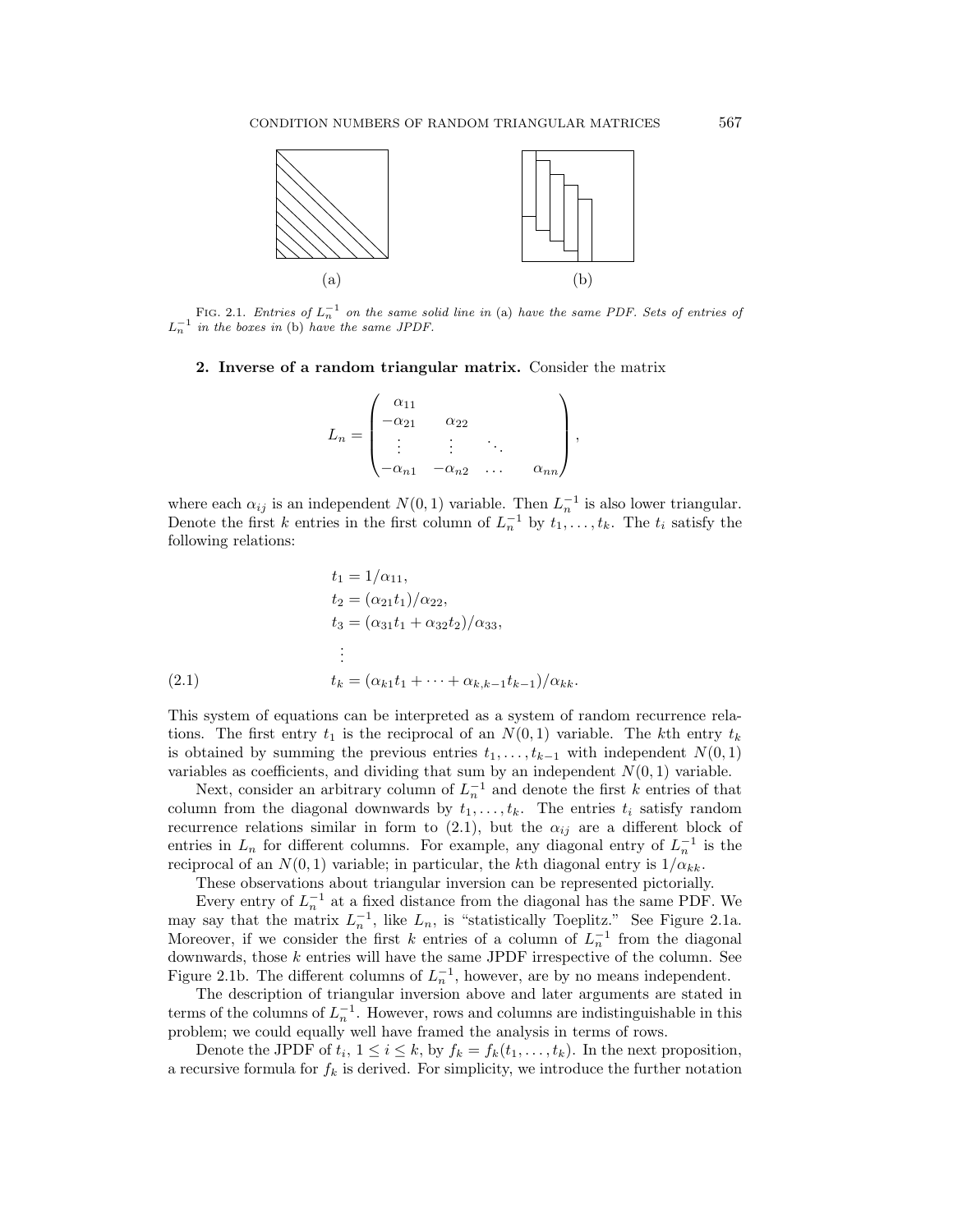FIG. 2.1. *Entries of $L_n^{-1}$ on the same solid line in* (a) *have the same PDF. Sets of entries of $L_n^{-1}$ in the boxes in* (b) *have the same JPDF.*

## 2. Inverse of a random triangular matrix.

Consider the matrix

$$L_n = \begin{pmatrix} \alpha_{11} & & & \\ -\alpha_{21} & \alpha_{22} & & \\ \vdots & \vdots & \ddots & \\ -\alpha_{n1} & -\alpha_{n2} & \dots & \alpha_{nn} \end{pmatrix},$$

where each $\alpha_{ij}$ is an independent $N(0,1)$ variable. Then $L_n^{-1}$ is also lower triangular. Denote the first $k$ entries in the first column of $L_n^{-1}$ by $t_1, \dots, t_k$. The $t_i$ satisfy the following relations:

$$\begin{aligned} t_1 &= 1/\alpha_{11}, \\ t_2 &= (\alpha_{21}t_1)/\alpha_{22}, \\ t_3 &= (\alpha_{31}t_1 + \alpha_{32}t_2)/\alpha_{33}, \\ &\vdots \\ t_k &= (\alpha_{k1}t_1 + \dots + \alpha_{k,k-1}t_{k-1})/\alpha_{kk}. \end{aligned} \tag{2.1}$$

This system of equations can be interpreted as a system of random recurrence relations. The first entry $t_1$ is the reciprocal of an $N(0,1)$ variable. The $k$th entry $t_k$ is obtained by summing the previous entries $t_1, \dots, t_{k-1}$ with independent $N(0,1)$ variables as coefficients, and dividing that sum by an independent $N(0,1)$ variable.

Next, consider an arbitrary column of $L_n^{-1}$ and denote the first $k$ entries of that column from the diagonal downwards by $t_1, \dots, t_k$. The entries $t_i$ satisfy random recurrence relations similar in form to (2.1), but the $\alpha_{ij}$ are a different block of entries in $L_n$ for different columns. For example, any diagonal entry of $L_n^{-1}$ is the reciprocal of an $N(0,1)$ variable; in particular, the $k$th diagonal entry is $1/\alpha_{kk}$.

These observations about triangular inversion can be represented pictorially.

Every entry of $L_n^{-1}$ at a fixed distance from the diagonal has the same PDF. We may say that the matrix $L_n^{-1}$, like $L_n$, is "statistically Toeplitz." See Figure 2.1a. Moreover, if we consider the first $k$ entries of a column of $L_n^{-1}$ from the diagonal downwards, those $k$ entries will have the same JPDF irrespective of the column. See Figure 2.1b. The different columns of $L_n^{-1}$, however, are by no means independent.

The description of triangular inversion above and later arguments are stated in terms of the columns of $L_n^{-1}$. However, rows and columns are indistinguishable in this problem; we could equally well have framed the analysis in terms of rows.

Denote the JPDF of $t_i$, $1 \le i \le k$, by $f_k = f_k(t_1, \dots, t_k)$. In the next proposition, a recursive formula for $f_k$ is derived. For simplicity, we introduce the further notation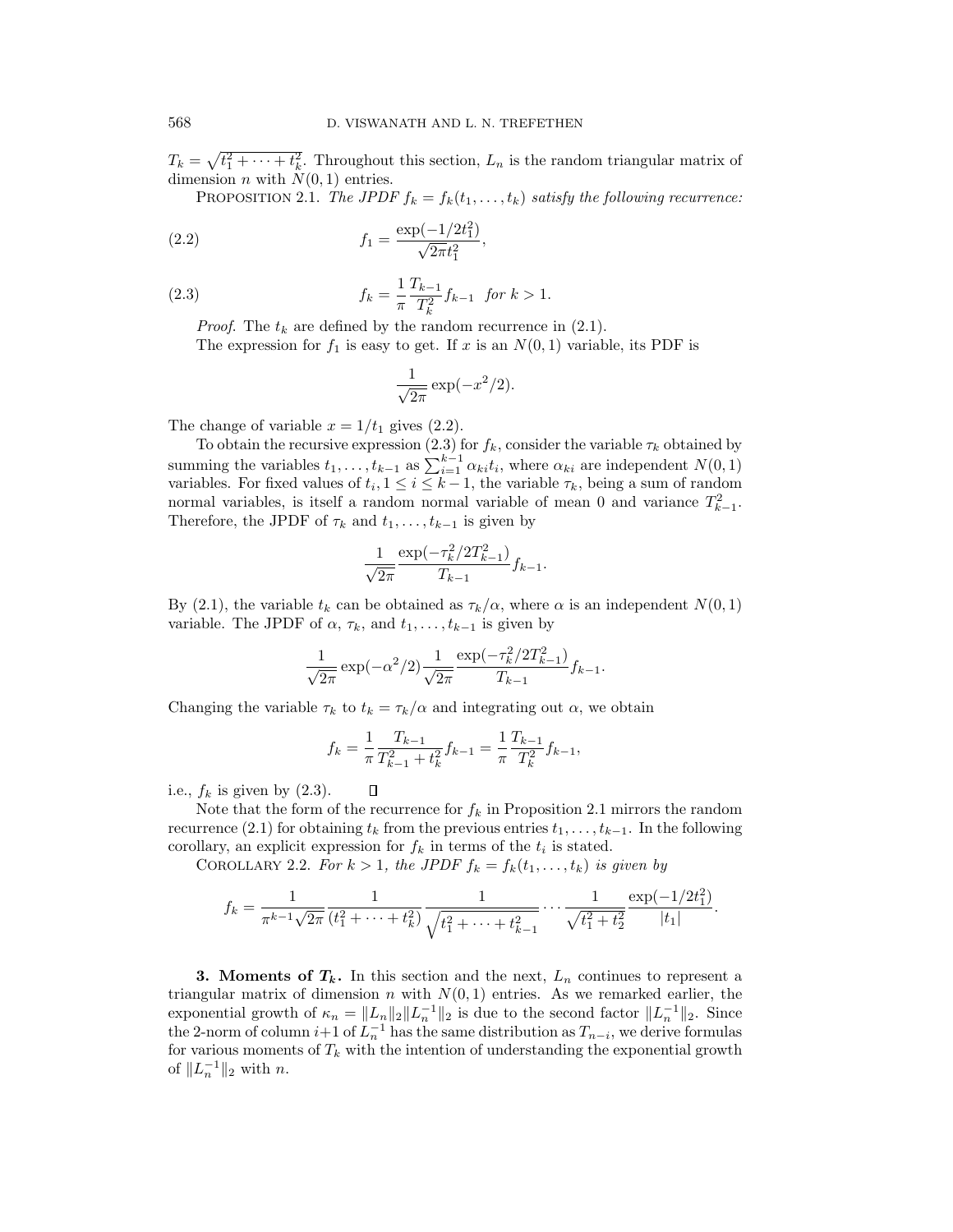$T_k = \sqrt{t_1^2 + \cdots + t_k^2}$. Throughout this section, $L_n$ is the random triangular matrix of dimension $n$ with $N(0,1)$ entries.

PROPOSITION 2.1. *The JPDF $f_k = f_k(t_1, \ldots, t_k)$ satisfy the following recurrence:*

$$f_1 = \frac{\exp(-1/2t_1^2)}{\sqrt{2\pi}t_1^2}, \tag{2.2}$$

$$f_k = \frac{1}{\pi}\frac{T_{k-1}}{T_k^2} f_{k-1} \quad \textit{for } k > 1. \tag{2.3}$$

*Proof*. The $t_k$ are defined by the random recurrence in (2.1).

The expression for $f_1$ is easy to get. If $x$ is an $N(0,1)$ variable, its PDF is

$$\frac{1}{\sqrt{2\pi}} \exp(-x^2/2).$$

The change of variable $x = 1/t_1$ gives (2.2).

To obtain the recursive expression (2.3) for $f_k$, consider the variable $\tau_k$ obtained by summing the variables $t_1, \ldots, t_{k-1}$ as $\sum_{i=1}^{k-1} \alpha_{ki} t_i$, where $\alpha_{ki}$ are independent $N(0,1)$ variables. For fixed values of $t_i, 1 \le i \le k-1$, the variable $\tau_k$, being a sum of random normal variables, is itself a random normal variable of mean 0 and variance $T_{k-1}^2$. Therefore, the JPDF of $\tau_k$ and $t_1, \ldots, t_{k-1}$ is given by

$$\frac{1}{\sqrt{2\pi}} \frac{\exp(-\tau_k^2/2T_{k-1}^2)}{T_{k-1}} f_{k-1}.$$

By (2.1), the variable $t_k$ can be obtained as $\tau_k/\alpha$, where $\alpha$ is an independent $N(0,1)$ variable. The JPDF of $\alpha$, $\tau_k$, and $t_1, \ldots, t_{k-1}$ is given by

$$\frac{1}{\sqrt{2\pi}} \exp(-\alpha^2/2) \frac{1}{\sqrt{2\pi}} \frac{\exp(-\tau_k^2/2T_{k-1}^2)}{T_{k-1}} f_{k-1}.$$

Changing the variable $\tau_k$ to $t_k = \tau_k/\alpha$ and integrating out $\alpha$, we obtain

$$f_k = \frac{1}{\pi} \frac{T_{k-1}}{T_{k-1}^2 + t_k^2} f_{k-1} = \frac{1}{\pi}\frac{T_{k-1}}{T_k^2} f_{k-1},$$

i.e., $f_k$ is given by (2.3). $\square$

Note that the form of the recurrence for $f_k$ in Proposition 2.1 mirrors the random recurrence (2.1) for obtaining $t_k$ from the previous entries $t_1, \ldots, t_{k-1}$. In the following corollary, an explicit expression for $f_k$ in terms of the $t_i$ is stated.

COROLLARY 2.2. *For $k > 1$, the JPDF $f_k = f_k(t_1, \ldots, t_k)$ is given by*

$$f_k = \frac{1}{\pi^{k-1}\sqrt{2\pi}} \frac{1}{(t_1^2 + \cdots + t_k^2)} \frac{1}{\sqrt{t_1^2 + \cdots + t_{k-1}^2}} \cdots \frac{1}{\sqrt{t_1^2 + t_2^2}} \frac{\exp(-1/2t_1^2)}{|t_1|}.$$

## 3. Moments of $T_k$.

In this section and the next, $L_n$ continues to represent a triangular matrix of dimension $n$ with $N(0,1)$ entries. As we remarked earlier, the exponential growth of $\kappa_n = \|L_n\|_2 \|L_n^{-1}\|_2$ is due to the second factor $\|L_n^{-1}\|_2$. Since the 2-norm of column $i+1$ of $L_n^{-1}$ has the same distribution as $T_{n-i}$, we derive formulas for various moments of $T_k$ with the intention of understanding the exponential growth of $\|L_n^{-1}\|_2$ with $n$.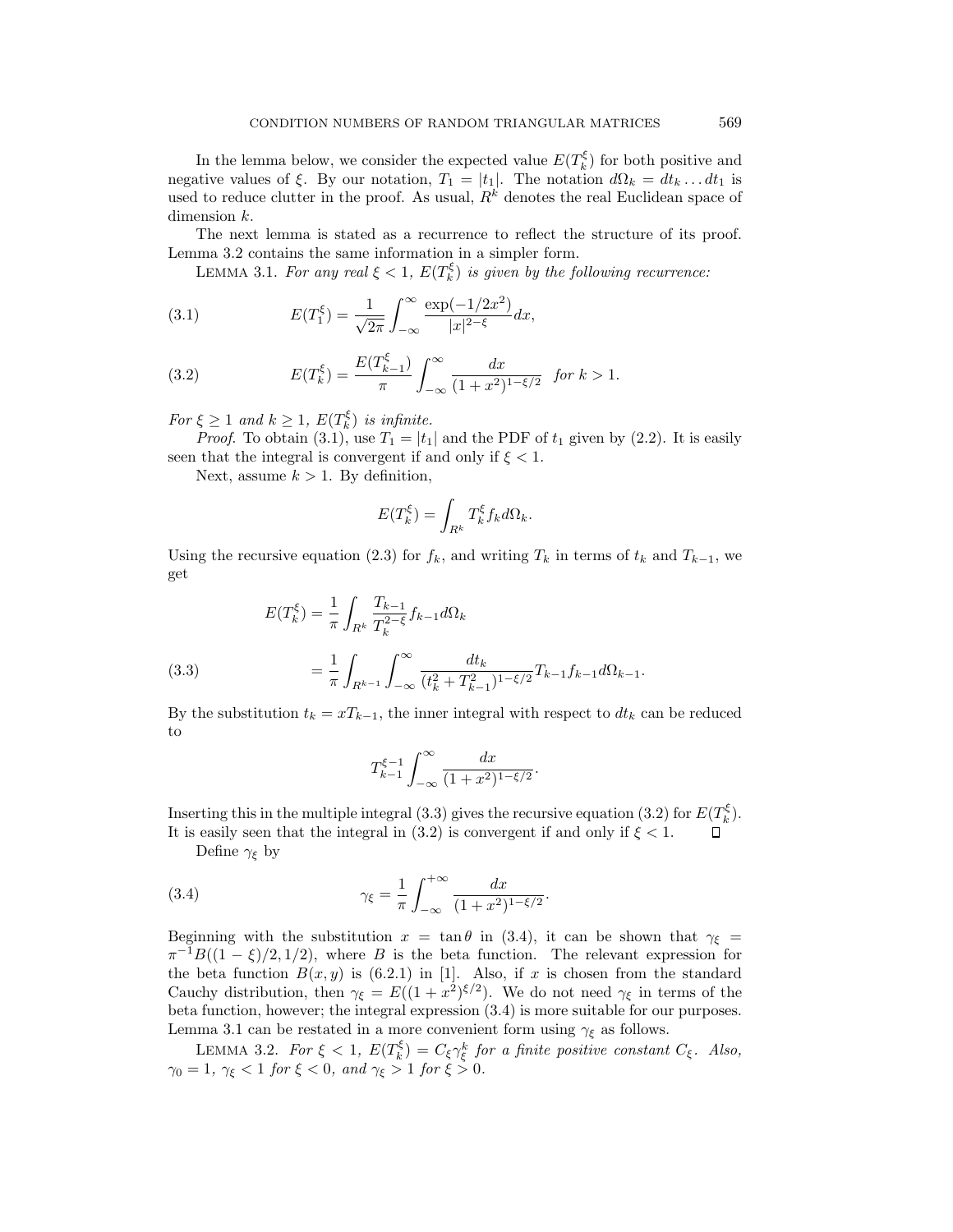In the lemma below, we consider the expected value $E(T_k^\xi)$ for both positive and negative values of $\xi$. By our notation, $T_1 = |t_1|$. The notation $d\Omega_k = dt_k \dots dt_1$ is used to reduce clutter in the proof. As usual, $R^k$ denotes the real Euclidean space of dimension $k$.

The next lemma is stated as a recurrence to reflect the structure of its proof. Lemma 3.2 contains the same information in a simpler form.

LEMMA 3.1. *For any real $\xi < 1$, $E(T_k^\xi)$ is given by the following recurrence:*

$$E(T_1^\xi) = \frac{1}{\sqrt{2\pi}} \int_{-\infty}^{\infty} \frac{\exp(-1/2x^2)}{|x|^{2-\xi}} dx, \tag{3.1}$$

$$E(T_k^\xi) = \frac{E(T_{k-1}^\xi)}{\pi} \int_{-\infty}^{\infty} \frac{dx}{(1+x^2)^{1-\xi/2}} \quad \text{for } k > 1. \tag{3.2}$$

*For $\xi \geq 1$ and $k \geq 1$, $E(T_k^\xi)$ is infinite.*

*Proof*. To obtain (3.1), use $T_1 = |t_1|$ and the PDF of $t_1$ given by (2.2). It is easily seen that the integral is convergent if and only if $\xi < 1$.

Next, assume $k > 1$. By definition,

$$E(T_k^\xi) = \int_{R^k} T_k^\xi f_k d\Omega_k.$$

Using the recursive equation (2.3) for $f_k$, and writing $T_k$ in terms of $t_k$ and $T_{k-1}$, we get

$$\begin{aligned} E(T_k^\xi) &= \frac{1}{\pi} \int_{R^k} \frac{T_{k-1}}{T_k^{2-\xi}} f_{k-1} d\Omega_k \\ &= \frac{1}{\pi} \int_{R^{k-1}} \int_{-\infty}^{\infty} \frac{dt_k}{(t_k^2 + T_{k-1}^2)^{1-\xi/2}} T_{k-1} f_{k-1} d\Omega_{k-1}. \end{aligned} \tag{3.3}$$

By the substitution $t_k = xT_{k-1}$, the inner integral with respect to $dt_k$ can be reduced to

$$T_{k-1}^{\xi-1} \int_{-\infty}^{\infty} \frac{dx}{(1+x^2)^{1-\xi/2}}.$$

Inserting this in the multiple integral (3.3) gives the recursive equation (3.2) for $E(T_k^\xi)$. It is easily seen that the integral in (3.2) is convergent if and only if $\xi < 1$. $\square$

Define $\gamma_\xi$ by

$$\gamma_\xi = \frac{1}{\pi} \int_{-\infty}^{+\infty} \frac{dx}{(1+x^2)^{1-\xi/2}}. \tag{3.4}$$

Beginning with the substitution $x = \tan\theta$ in (3.4), it can be shown that $\gamma_\xi = \pi^{-1} B((1-\xi)/2, 1/2)$, where $B$ is the beta function. The relevant expression for the beta function $B(x, y)$ is (6.2.1) in [1]. Also, if $x$ is chosen from the standard Cauchy distribution, then $\gamma_\xi = E((1+x^2)^{\xi/2})$. We do not need $\gamma_\xi$ in terms of the beta function, however; the integral expression (3.4) is more suitable for our purposes. Lemma 3.1 can be restated in a more convenient form using $\gamma_\xi$ as follows.

LEMMA 3.2. *For $\xi < 1$, $E(T_k^\xi) = C_\xi \gamma_\xi^k$ for a finite positive constant $C_\xi$. Also, $\gamma_0 = 1$, $\gamma_\xi < 1$ for $\xi < 0$, and $\gamma_\xi > 1$ for $\xi > 0$.*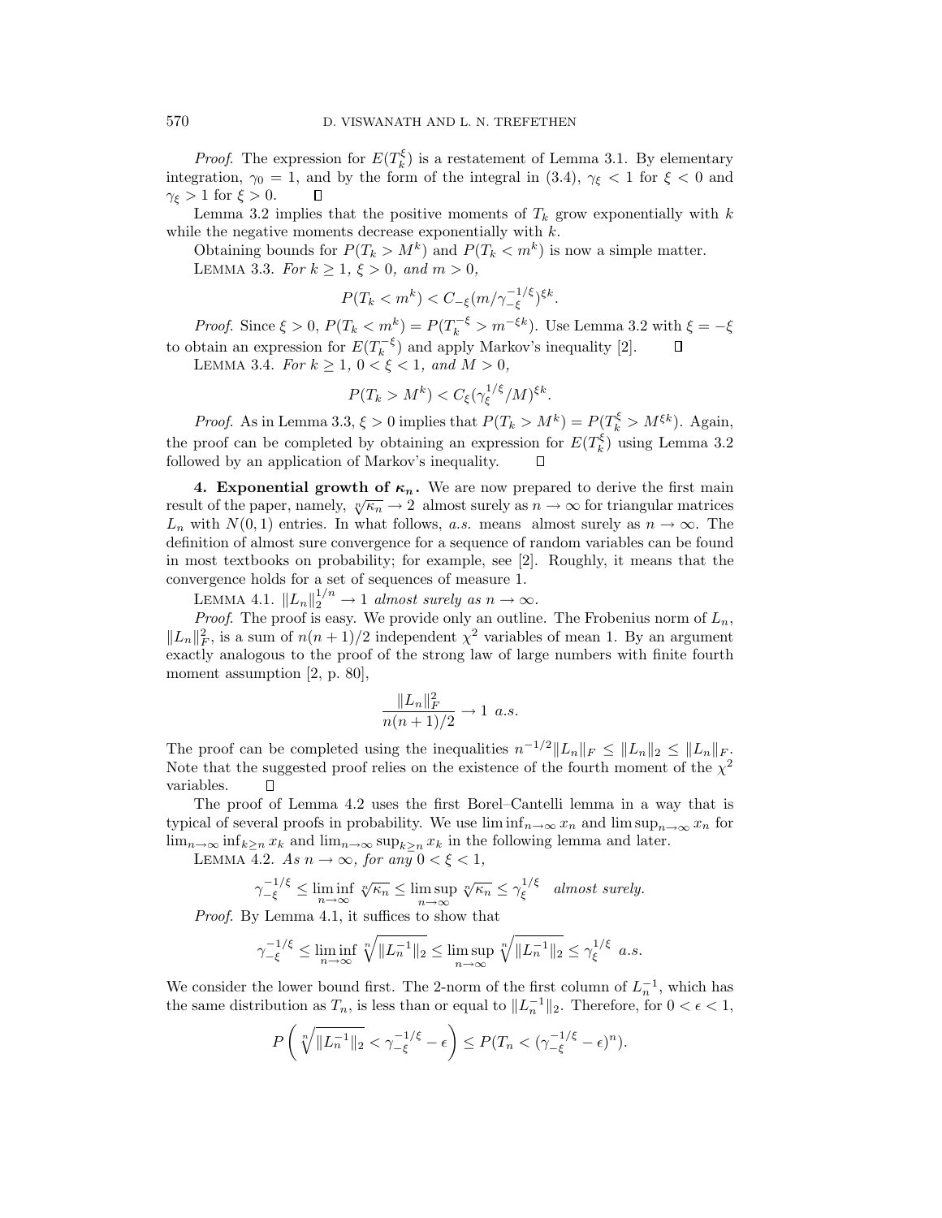*Proof*. The expression for $E(T_k^\xi)$ is a restatement of Lemma 3.1. By elementary integration, $\gamma_0 = 1$, and by the form of the integral in (3.4), $\gamma_\xi < 1$ for $\xi < 0$ and $\gamma_\xi > 1$ for $\xi > 0$. $\square$

Lemma 3.2 implies that the positive moments of $T_k$ grow exponentially with $k$ while the negative moments decrease exponentially with $k$.

Obtaining bounds for $P(T_k > M^k)$ and $P(T_k < m^k)$ is now a simple matter.

LEMMA 3.3. *For $k \geq 1$, $\xi > 0$, and $m > 0$,*

$$P(T_k < m^k) < C_{-\xi}(m/\gamma_{-\xi}^{-1/\xi})^{\xi k}.$$

*Proof*. Since $\xi > 0$, $P(T_k < m^k) = P(T_k^{-\xi} > m^{-\xi k})$. Use Lemma 3.2 with $\xi = -\xi$ to obtain an expression for $E(T_k^{-\xi})$ and apply Markov's inequality [2]. $\square$

LEMMA 3.4. *For $k \geq 1$, $0 < \xi < 1$, and $M > 0$,*

$$P(T_k > M^k) < C_\xi(\gamma_\xi^{1/\xi}/M)^{\xi k}.$$

*Proof*. As in Lemma 3.3, $\xi > 0$ implies that $P(T_k > M^k) = P(T_k^\xi > M^{\xi k})$. Again, the proof can be completed by obtaining an expression for $E(T_k^\xi)$ using Lemma 3.2 followed by an application of Markov's inequality. $\square$

**4. Exponential growth of $\kappa_n$.** We are now prepared to derive the first main result of the paper, namely, $\sqrt[n]{\kappa_n} \to 2$ almost surely as $n \to \infty$ for triangular matrices $L_n$ with $N(0,1)$ entries. In what follows, *a.s.* means almost surely as $n \to \infty$. The definition of almost sure convergence for a sequence of random variables can be found in most textbooks on probability; for example, see [2]. Roughly, it means that the convergence holds for a set of sequences of measure 1.

LEMMA 4.1. $\|L_n\|_2^{1/n} \to 1$ *almost surely as $n \to \infty$.*

*Proof*. The proof is easy. We provide only an outline. The Frobenius norm of $L_n$, $\|L_n\|_F^2$, is a sum of $n(n+1)/2$ independent $\chi^2$ variables of mean 1. By an argument exactly analogous to the proof of the strong law of large numbers with finite fourth moment assumption [2, p. 80],

$$\frac{\|L_n\|_F^2}{n(n+1)/2} \to 1 \ \textit{a.s.}$$

The proof can be completed using the inequalities $n^{-1/2}\|L_n\|_F \leq \|L_n\|_2 \leq \|L_n\|_F$. Note that the suggested proof relies on the existence of the fourth moment of the $\chi^2$ variables. $\square$

The proof of Lemma 4.2 uses the first Borel–Cantelli lemma in a way that is typical of several proofs in probability. We use $\liminf_{n\to\infty} x_n$ and $\limsup_{n\to\infty} x_n$ for $\lim_{n\to\infty} \inf_{k\geq n} x_k$ and $\lim_{n\to\infty} \sup_{k\geq n} x_k$ in the following lemma and later.

LEMMA 4.2. *As $n \to \infty$, for any $0 < \xi < 1$,*

$$\gamma_{-\xi}^{-1/\xi} \leq \liminf_{n\to\infty} \sqrt[n]{\kappa_n} \leq \limsup_{n\to\infty} \sqrt[n]{\kappa_n} \leq \gamma_\xi^{1/\xi} \quad \textit{almost surely.}$$

*Proof*. By Lemma 4.1, it suffices to show that

$$\gamma_{-\xi}^{-1/\xi} \leq \liminf_{n\to\infty} \sqrt[n]{\|L_n^{-1}\|_2} \leq \limsup_{n\to\infty} \sqrt[n]{\|L_n^{-1}\|_2} \leq \gamma_\xi^{1/\xi} \ \textit{a.s.}$$

We consider the lower bound first. The 2-norm of the first column of $L_n^{-1}$, which has the same distribution as $T_n$, is less than or equal to $\|L_n^{-1}\|_2$. Therefore, for $0 < \epsilon < 1$,

$$P\left(\sqrt[n]{\|L_n^{-1}\|_2} < \gamma_{-\xi}^{-1/\xi} - \epsilon\right) \leq P(T_n < (\gamma_{-\xi}^{-1/\xi} - \epsilon)^n).$$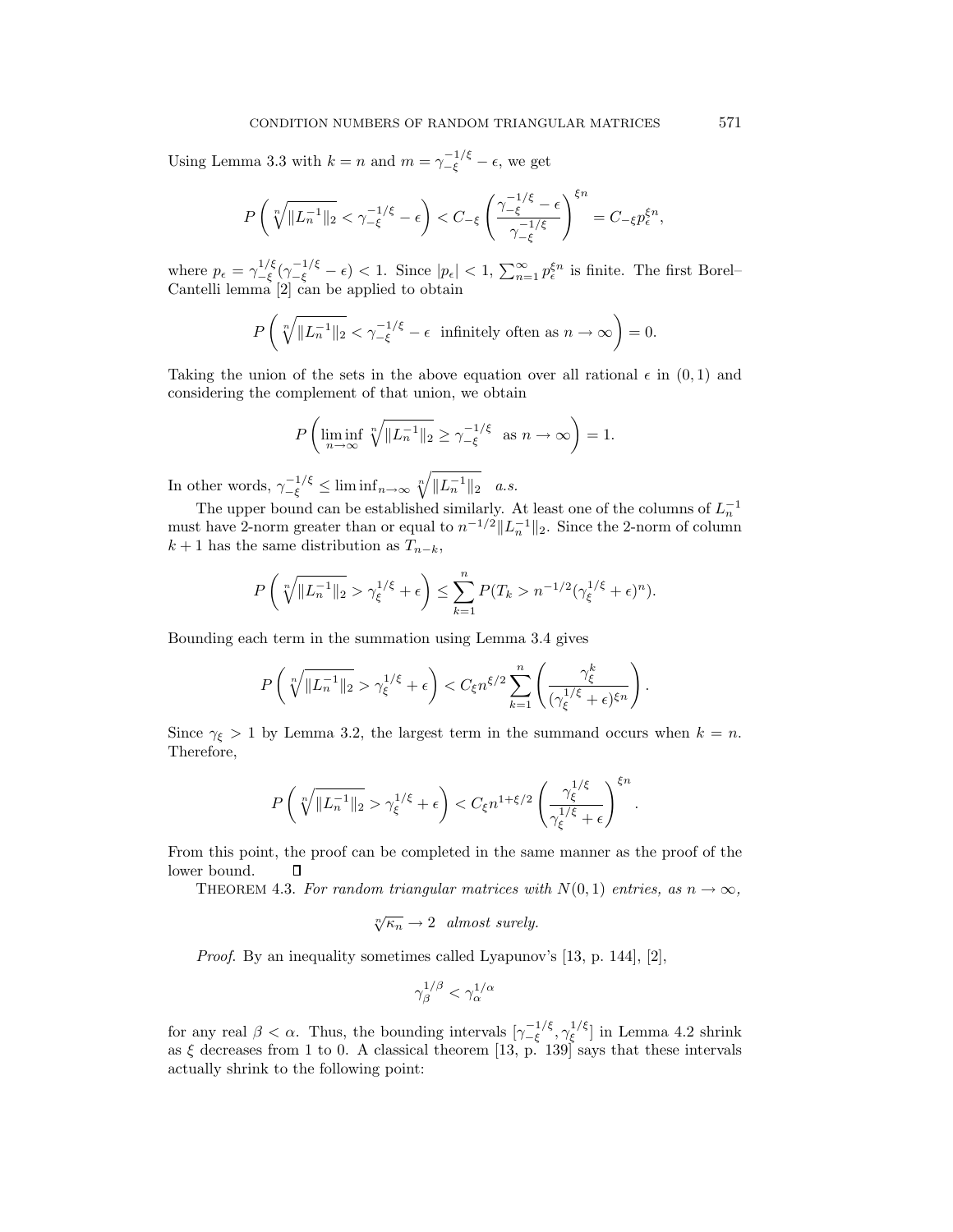Using Lemma 3.3 with $k = n$ and $m = \gamma_{-\xi}^{-1/\xi} - \epsilon$, we get

$$P\left(\sqrt[n]{\|L_n^{-1}\|_2} < \gamma_{-\xi}^{-1/\xi} - \epsilon\right) < C_{-\xi}\left(\frac{\gamma_{-\xi}^{-1/\xi} - \epsilon}{\gamma_{-\xi}^{-1/\xi}}\right)^{\xi n} = C_{-\xi} p_\epsilon^{\xi n},$$

where $p_\epsilon = \gamma_{-\xi}^{1/\xi}(\gamma_{-\xi}^{-1/\xi} - \epsilon) < 1$. Since $|p_\epsilon| < 1$, $\sum_{n=1}^{\infty} p_\epsilon^{\xi n}$ is finite. The first Borel–Cantelli lemma [2] can be applied to obtain

$$P\left(\sqrt[n]{\|L_n^{-1}\|_2} < \gamma_{-\xi}^{-1/\xi} - \epsilon \text{ infinitely often as } n \to \infty\right) = 0.$$

Taking the union of the sets in the above equation over all rational $\epsilon$ in $(0, 1)$ and considering the complement of that union, we obtain

$$P\left(\liminf_{n\to\infty} \sqrt[n]{\|L_n^{-1}\|_2} \geq \gamma_{-\xi}^{-1/\xi} \text{ as } n \to \infty\right) = 1.$$

In other words, $\gamma_{-\xi}^{-1/\xi} \leq \liminf_{n\to\infty} \sqrt[n]{\|L_n^{-1}\|_2}$ *a.s.*

The upper bound can be established similarly. At least one of the columns of $L_n^{-1}$ must have 2-norm greater than or equal to $n^{-1/2}\|L_n^{-1}\|_2$. Since the 2-norm of column $k+1$ has the same distribution as $T_{n-k}$,

$$P\left(\sqrt[n]{\|L_n^{-1}\|_2} > \gamma_\xi^{1/\xi} + \epsilon\right) \leq \sum_{k=1}^{n} P(T_k > n^{-1/2}(\gamma_\xi^{1/\xi} + \epsilon)^n).$$

Bounding each term in the summation using Lemma 3.4 gives

$$P\left(\sqrt[n]{\|L_n^{-1}\|_2} > \gamma_\xi^{1/\xi} + \epsilon\right) < C_\xi n^{\xi/2} \sum_{k=1}^{n} \left(\frac{\gamma_\xi^k}{(\gamma_\xi^{1/\xi} + \epsilon)^{\xi n}}\right).$$

Since $\gamma_\xi > 1$ by Lemma 3.2, the largest term in the summand occurs when $k = n$. Therefore,

$$P\left(\sqrt[n]{\|L_n^{-1}\|_2} > \gamma_\xi^{1/\xi} + \epsilon\right) < C_\xi n^{1+\xi/2} \left(\frac{\gamma_\xi^{1/\xi}}{\gamma_\xi^{1/\xi} + \epsilon}\right)^{\xi n}.$$

From this point, the proof can be completed in the same manner as the proof of the lower bound. $\square$

THEOREM 4.3. *For random triangular matrices with $N(0, 1)$ entries, as $n \to \infty$,*

$$\sqrt[n]{\kappa_n} \to 2 \quad \textit{almost surely.}$$

*Proof.* By an inequality sometimes called Lyapunov's [13, p. 144], [2],

$$\gamma_\beta^{1/\beta} < \gamma_\alpha^{1/\alpha}$$

for any real $\beta < \alpha$. Thus, the bounding intervals $[\gamma_{-\xi}^{-1/\xi}, \gamma_\xi^{1/\xi}]$ in Lemma 4.2 shrink as $\xi$ decreases from 1 to 0. A classical theorem [13, p. 139] says that these intervals actually shrink to the following point: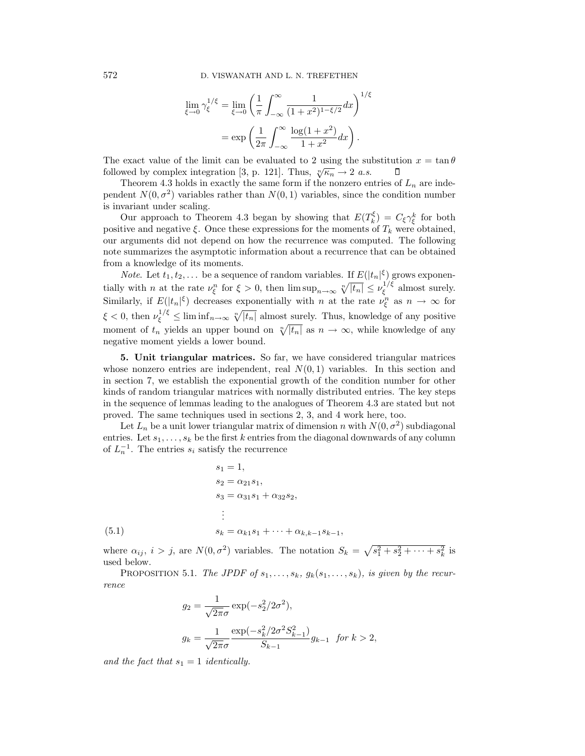$$\lim_{\xi \to 0} \gamma_\xi^{1/\xi} = \lim_{\xi \to 0} \left( \frac{1}{\pi} \int_{-\infty}^{\infty} \frac{1}{(1+x^2)^{1-\xi/2}} dx \right)^{1/\xi}$$
$$= \exp\left( \frac{1}{2\pi} \int_{-\infty}^{\infty} \frac{\log(1+x^2)}{1+x^2} dx \right).$$

The exact value of the limit can be evaluated to 2 using the substitution $x = \tan\theta$ followed by complex integration [3, p. 121]. Thus, $\sqrt[n]{\kappa_n} \to 2$ *a.s.* ◻

Theorem 4.3 holds in exactly the same form if the nonzero entries of $L_n$ are independent $N(0, \sigma^2)$ variables rather than $N(0, 1)$ variables, since the condition number is invariant under scaling.

Our approach to Theorem 4.3 began by showing that $E(T_k^\xi) = C_\xi \gamma_\xi^k$ for both positive and negative $\xi$. Once these expressions for the moments of $T_k$ were obtained, our arguments did not depend on how the recurrence was computed. The following note summarizes the asymptotic information about a recurrence that can be obtained from a knowledge of its moments.

*Note*. Let $t_1, t_2, \ldots$ be a sequence of random variables. If $E(|t_n|^\xi)$ grows exponentially with $n$ at the rate $\nu_\xi^n$ for $\xi > 0$, then $\limsup_{n\to\infty} \sqrt[n]{|t_n|} \le \nu_\xi^{1/\xi}$ almost surely. Similarly, if $E(|t_n|^\xi)$ decreases exponentially with $n$ at the rate $\nu_\xi^n$ as $n \to \infty$ for $\xi < 0$, then $\nu_\xi^{1/\xi} \le \liminf_{n\to\infty} \sqrt[n]{|t_n|}$ almost surely. Thus, knowledge of any positive moment of $t_n$ yields an upper bound on $\sqrt[n]{|t_n|}$ as $n \to \infty$, while knowledge of any negative moment yields a lower bound.

**5. Unit triangular matrices.** So far, we have considered triangular matrices whose nonzero entries are independent, real $N(0, 1)$ variables. In this section and in section 7, we establish the exponential growth of the condition number for other kinds of random triangular matrices with normally distributed entries. The key steps in the sequence of lemmas leading to the analogues of Theorem 4.3 are stated but not proved. The same techniques used in sections 2, 3, and 4 work here, too.

Let $L_n$ be a unit lower triangular matrix of dimension $n$ with $N(0, \sigma^2)$ subdiagonal entries. Let $s_1, \ldots, s_k$ be the first $k$ entries from the diagonal downwards of any column of $L_n^{-1}$. The entries $s_i$ satisfy the recurrence

$$\begin{aligned}
s_1 &= 1, \\
s_2 &= \alpha_{21} s_1, \\
s_3 &= \alpha_{31} s_1 + \alpha_{32} s_2, \\
&\ \vdots \\
s_k &= \alpha_{k1} s_1 + \cdots + \alpha_{k,k-1} s_{k-1}, \qquad (5.1)
\end{aligned}$$

where $\alpha_{ij}$, $i > j$, are $N(0, \sigma^2)$ variables. The notation $S_k = \sqrt{s_1^2 + s_2^2 + \cdots + s_k^2}$ is used below.

PROPOSITION 5.1. *The JPDF of $s_1, \ldots, s_k$, $g_k(s_1, \ldots, s_k)$, is given by the recurrence*

$$g_2 = \frac{1}{\sqrt{2\pi}\sigma} \exp(-s_2^2/2\sigma^2),$$

$$g_k = \frac{1}{\sqrt{2\pi}\sigma} \frac{\exp(-s_k^2/2\sigma^2 S_{k-1}^2)}{S_{k-1}} g_{k-1} \quad \text{for } k > 2,$$

*and the fact that $s_1 = 1$ identically.*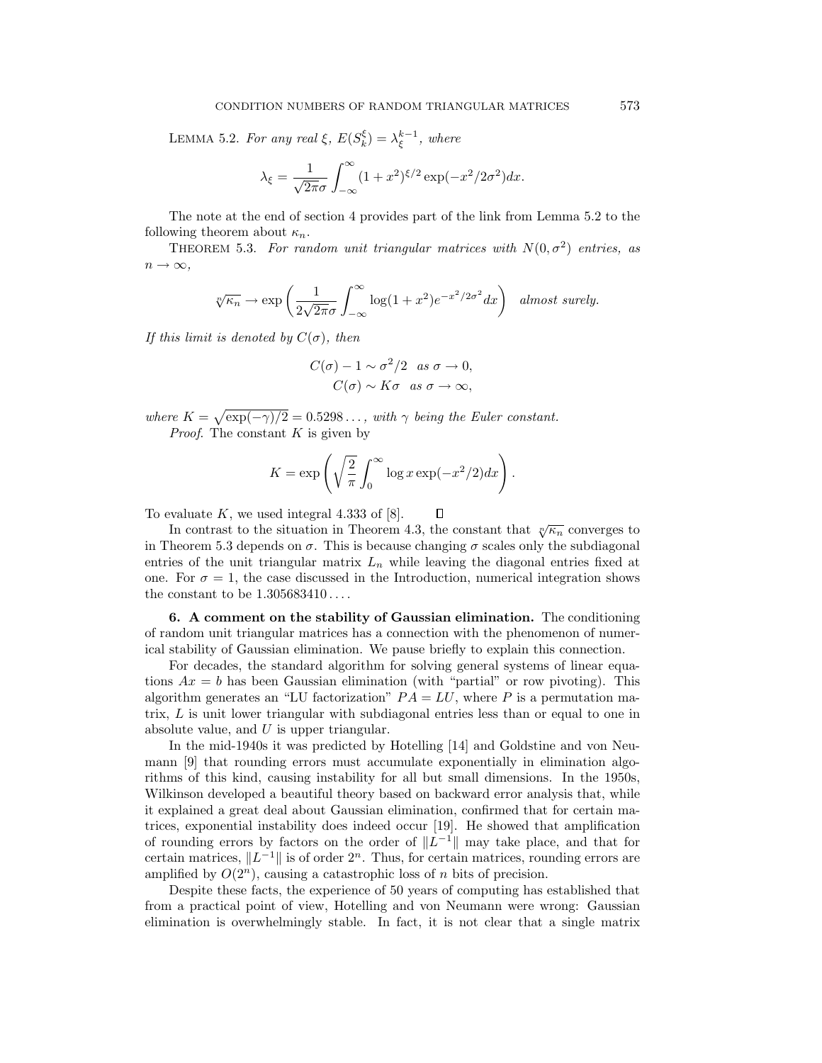Lemma 5.2. *For any real $\xi$, $E(S_k^\xi) = \lambda_\xi^{k-1}$, where*

$$\lambda_\xi = \frac{1}{\sqrt{2\pi}\sigma} \int_{-\infty}^{\infty} (1+x^2)^{\xi/2} \exp(-x^2/2\sigma^2) dx.$$

The note at the end of section 4 provides part of the link from Lemma 5.2 to the following theorem about $\kappa_n$.

Theorem 5.3. *For random unit triangular matrices with $N(0, \sigma^2)$ entries, as $n \to \infty$,*

$$\sqrt[n]{\kappa_n} \to \exp\left( \frac{1}{2\sqrt{2\pi}\sigma} \int_{-\infty}^{\infty} \log(1+x^2) e^{-x^2/2\sigma^2} dx \right) \quad \textit{almost surely.}$$

*If this limit is denoted by $C(\sigma)$, then*

$$C(\sigma) - 1 \sim \sigma^2/2 \quad \textit{as } \sigma \to 0,$$
$$C(\sigma) \sim K\sigma \quad \textit{as } \sigma \to \infty,$$

*where $K = \sqrt{\exp(-\gamma)/2} = 0.5298\ldots$, with $\gamma$ being the Euler constant.*

*Proof.* The constant $K$ is given by

$$K = \exp\left( \sqrt{\frac{2}{\pi}} \int_0^{\infty} \log x \exp(-x^2/2) dx \right).$$

To evaluate $K$, we used integral 4.333 of [8]. $\square$

In contrast to the situation in Theorem 4.3, the constant that $\sqrt[n]{\kappa_n}$ converges to in Theorem 5.3 depends on $\sigma$. This is because changing $\sigma$ scales only the subdiagonal entries of the unit triangular matrix $L_n$ while leaving the diagonal entries fixed at one. For $\sigma = 1$, the case discussed in the Introduction, numerical integration shows the constant to be $1.305683410\ldots$.

**6. A comment on the stability of Gaussian elimination.** The conditioning of random unit triangular matrices has a connection with the phenomenon of numerical stability of Gaussian elimination. We pause briefly to explain this connection.

For decades, the standard algorithm for solving general systems of linear equations $Ax = b$ has been Gaussian elimination (with "partial" or row pivoting). This algorithm generates an "LU factorization" $PA = LU$, where $P$ is a permutation matrix, $L$ is unit lower triangular with subdiagonal entries less than or equal to one in absolute value, and $U$ is upper triangular.

In the mid-1940s it was predicted by Hotelling [14] and Goldstine and von Neumann [9] that rounding errors must accumulate exponentially in elimination algorithms of this kind, causing instability for all but small dimensions. In the 1950s, Wilkinson developed a beautiful theory based on backward error analysis that, while it explained a great deal about Gaussian elimination, confirmed that for certain matrices, exponential instability does indeed occur [19]. He showed that amplification of rounding errors by factors on the order of $\|L^{-1}\|$ may take place, and that for certain matrices, $\|L^{-1}\|$ is of order $2^n$. Thus, for certain matrices, rounding errors are amplified by $O(2^n)$, causing a catastrophic loss of $n$ bits of precision.

Despite these facts, the experience of 50 years of computing has established that from a practical point of view, Hotelling and von Neumann were wrong: Gaussian elimination is overwhelmingly stable. In fact, it is not clear that a single matrix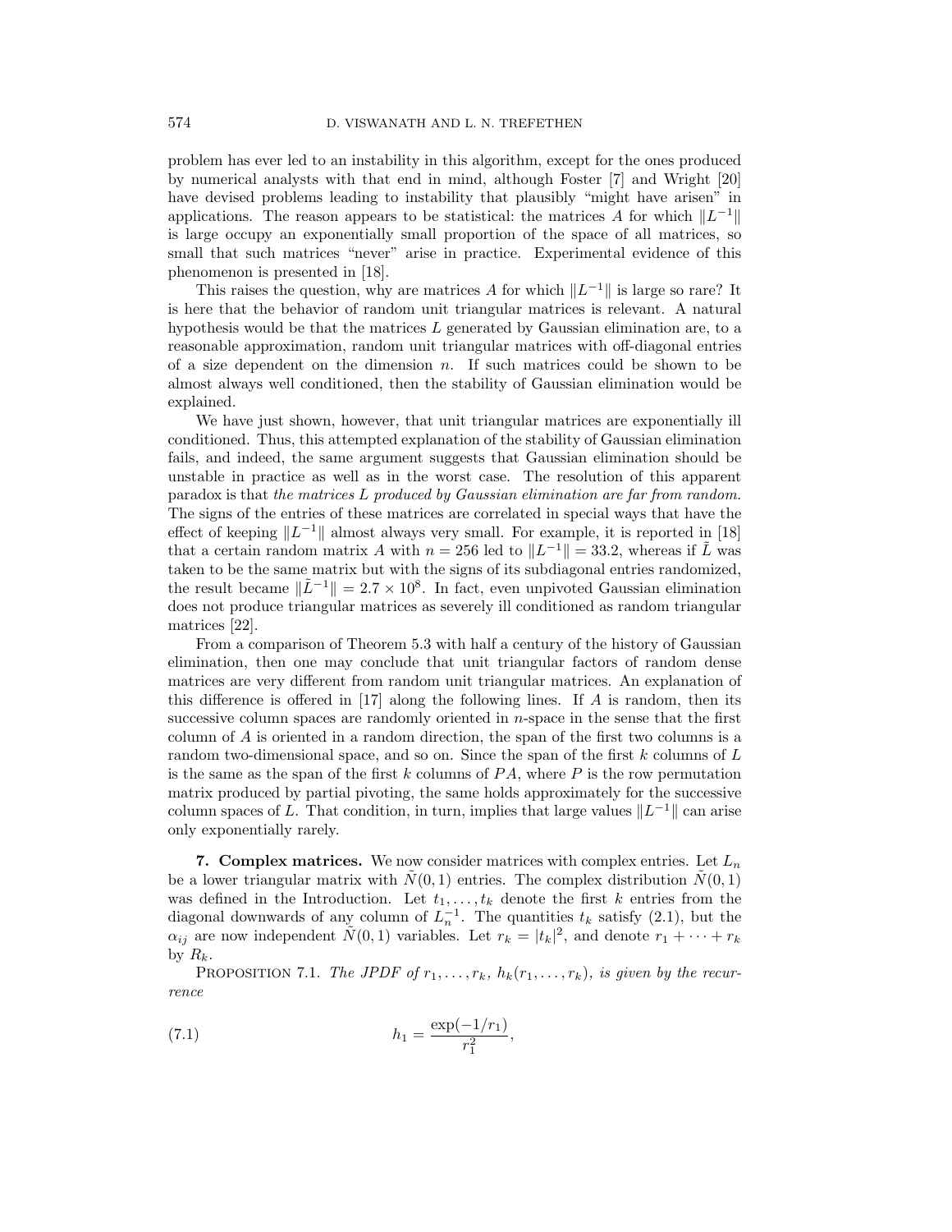problem has ever led to an instability in this algorithm, except for the ones produced by numerical analysts with that end in mind, although Foster [7] and Wright [20] have devised problems leading to instability that plausibly "might have arisen" in applications. The reason appears to be statistical: the matrices $A$ for which $\|L^{-1}\|$ is large occupy an exponentially small proportion of the space of all matrices, so small that such matrices "never" arise in practice. Experimental evidence of this phenomenon is presented in [18].

This raises the question, why are matrices $A$ for which $\|L^{-1}\|$ is large so rare? It is here that the behavior of random unit triangular matrices is relevant. A natural hypothesis would be that the matrices $L$ generated by Gaussian elimination are, to a reasonable approximation, random unit triangular matrices with off-diagonal entries of a size dependent on the dimension $n$. If such matrices could be shown to be almost always well conditioned, then the stability of Gaussian elimination would be explained.

We have just shown, however, that unit triangular matrices are exponentially ill conditioned. Thus, this attempted explanation of the stability of Gaussian elimination fails, and indeed, the same argument suggests that Gaussian elimination should be unstable in practice as well as in the worst case. The resolution of this apparent paradox is that *the matrices $L$ produced by Gaussian elimination are far from random.* The signs of the entries of these matrices are correlated in special ways that have the effect of keeping $\|L^{-1}\|$ almost always very small. For example, it is reported in [18] that a certain random matrix $A$ with $n = 256$ led to $\|L^{-1}\| = 33.2$, whereas if $\tilde{L}$ was taken to be the same matrix but with the signs of its subdiagonal entries randomized, the result became $\|\tilde{L}^{-1}\| = 2.7 \times 10^8$. In fact, even unpivoted Gaussian elimination does not produce triangular matrices as severely ill conditioned as random triangular matrices [22].

From a comparison of Theorem 5.3 with half a century of the history of Gaussian elimination, then one may conclude that unit triangular factors of random dense matrices are very different from random unit triangular matrices. An explanation of this difference is offered in [17] along the following lines. If $A$ is random, then its successive column spaces are randomly oriented in $n$-space in the sense that the first column of $A$ is oriented in a random direction, the span of the first two columns is a random two-dimensional space, and so on. Since the span of the first $k$ columns of $L$ is the same as the span of the first $k$ columns of $PA$, where $P$ is the row permutation matrix produced by partial pivoting, the same holds approximately for the successive column spaces of $L$. That condition, in turn, implies that large values $\|L^{-1}\|$ can arise only exponentially rarely.

**7. Complex matrices.** We now consider matrices with complex entries. Let $L_n$ be a lower triangular matrix with $\tilde{N}(0,1)$ entries. The complex distribution $\tilde{N}(0,1)$ was defined in the Introduction. Let $t_1, \ldots, t_k$ denote the first $k$ entries from the diagonal downwards of any column of $L_n^{-1}$. The quantities $t_k$ satisfy (2.1), but the $\alpha_{ij}$ are now independent $\tilde{N}(0,1)$ variables. Let $r_k = |t_k|^2$, and denote $r_1 + \cdots + r_k$ by $R_k$.

Proposition 7.1. *The JPDF of $r_1, \ldots, r_k$, $h_k(r_1, \ldots, r_k)$, is given by the recurrence*

$$h_1 = \frac{\exp(-1/r_1)}{r_1^2}, \tag{7.1}$$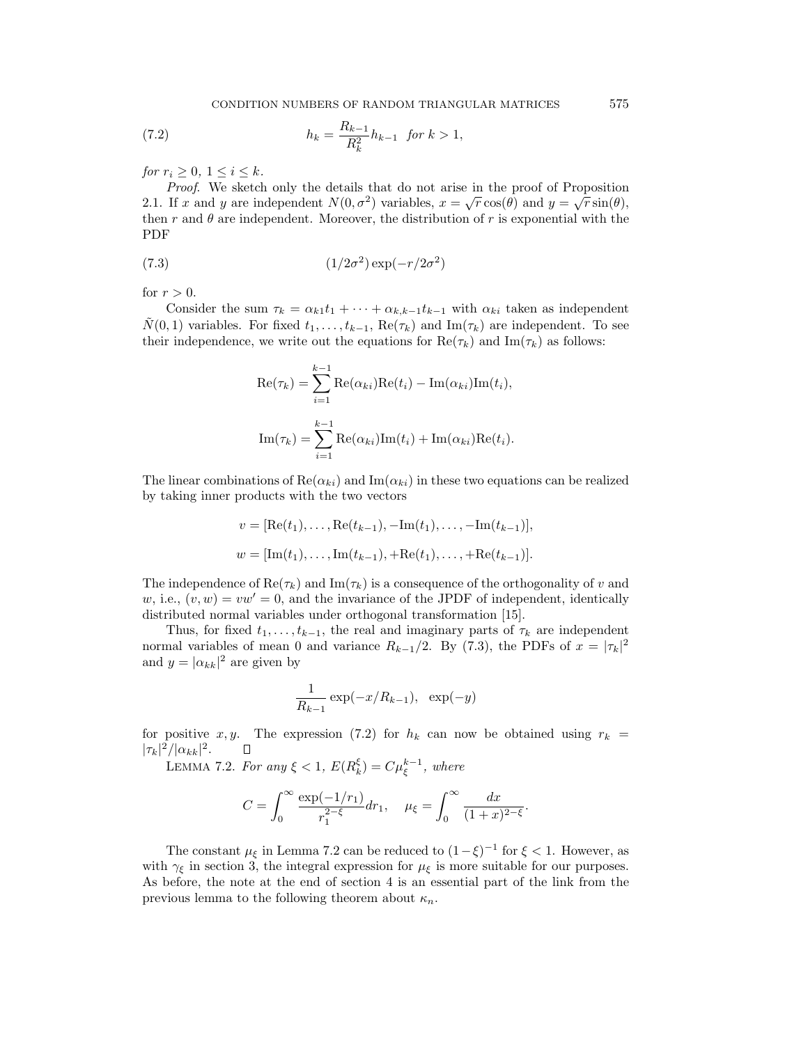$$h_k = \frac{R_{k-1}}{R_k^2} h_{k-1} \quad \textit{for } k > 1, \tag{7.2}$$

*for* $r_i \geq 0$, $1 \leq i \leq k$.

*Proof*. We sketch only the details that do not arise in the proof of Proposition 2.1. If $x$ and $y$ are independent $N(0, \sigma^2)$ variables, $x = \sqrt{r}\cos(\theta)$ and $y = \sqrt{r}\sin(\theta)$, then $r$ and $\theta$ are independent. Moreover, the distribution of $r$ is exponential with the PDF

$$(1/2\sigma^2)\exp(-r/2\sigma^2) \tag{7.3}$$

for $r > 0$.

Consider the sum $\tau_k = \alpha_{k1}t_1 + \cdots + \alpha_{k,k-1}t_{k-1}$ with $\alpha_{ki}$ taken as independent $\tilde{N}(0,1)$ variables. For fixed $t_1, \ldots, t_{k-1}$, $\mathrm{Re}(\tau_k)$ and $\mathrm{Im}(\tau_k)$ are independent. To see their independence, we write out the equations for $\mathrm{Re}(\tau_k)$ and $\mathrm{Im}(\tau_k)$ as follows:

$$\mathrm{Re}(\tau_k) = \sum_{i=1}^{k-1} \mathrm{Re}(\alpha_{ki})\mathrm{Re}(t_i) - \mathrm{Im}(\alpha_{ki})\mathrm{Im}(t_i),$$

$$\mathrm{Im}(\tau_k) = \sum_{i=1}^{k-1} \mathrm{Re}(\alpha_{ki})\mathrm{Im}(t_i) + \mathrm{Im}(\alpha_{ki})\mathrm{Re}(t_i).$$

The linear combinations of $\mathrm{Re}(\alpha_{ki})$ and $\mathrm{Im}(\alpha_{ki})$ in these two equations can be realized by taking inner products with the two vectors

$$v = [\mathrm{Re}(t_1), \ldots, \mathrm{Re}(t_{k-1}), -\mathrm{Im}(t_1), \ldots, -\mathrm{Im}(t_{k-1})],$$

$$w = [\mathrm{Im}(t_1), \ldots, \mathrm{Im}(t_{k-1}), +\mathrm{Re}(t_1), \ldots, +\mathrm{Re}(t_{k-1})].$$

The independence of $\mathrm{Re}(\tau_k)$ and $\mathrm{Im}(\tau_k)$ is a consequence of the orthogonality of $v$ and $w$, i.e., $(v, w) = vw' = 0$, and the invariance of the JPDF of independent, identically distributed normal variables under orthogonal transformation [15].

Thus, for fixed $t_1, \ldots, t_{k-1}$, the real and imaginary parts of $\tau_k$ are independent normal variables of mean 0 and variance $R_{k-1}/2$. By (7.3), the PDFs of $x = |\tau_k|^2$ and $y = |\alpha_{kk}|^2$ are given by

$$\frac{1}{R_{k-1}}\exp(-x/R_{k-1}), \quad \exp(-y)$$

for positive $x, y$. The expression (7.2) for $h_k$ can now be obtained using $r_k = |\tau_k|^2/|\alpha_{kk}|^2$. $\square$

LEMMA 7.2. *For any* $\xi < 1$, $E(R_k^\xi) = C\mu_\xi^{k-1}$, *where*

$$C = \int_0^\infty \frac{\exp(-1/r_1)}{r_1^{2-\xi}}dr_1, \quad \mu_\xi = \int_0^\infty \frac{dx}{(1+x)^{2-\xi}}.$$

The constant $\mu_\xi$ in Lemma 7.2 can be reduced to $(1-\xi)^{-1}$ for $\xi < 1$. However, as with $\gamma_\xi$ in section 3, the integral expression for $\mu_\xi$ is more suitable for our purposes. As before, the note at the end of section 4 is an essential part of the link from the previous lemma to the following theorem about $\kappa_n$.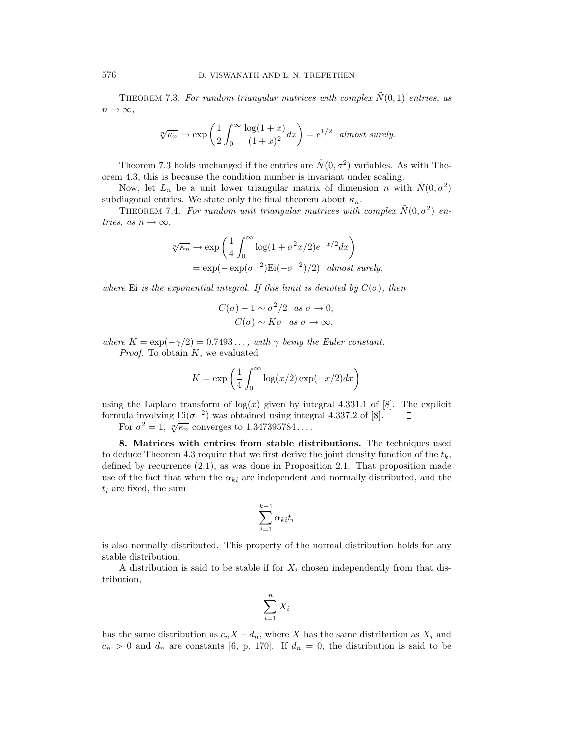THEOREM 7.3. *For random triangular matrices with complex $\tilde{N}(0,1)$ entries, as $n \to \infty$,*

$$\sqrt[n]{\kappa_n} \to \exp\left(\frac{1}{2}\int_0^\infty \frac{\log(1+x)}{(1+x)^2}dx\right) = e^{1/2} \quad \textit{almost surely.}$$

Theorem 7.3 holds unchanged if the entries are $\tilde{N}(0,\sigma^2)$ variables. As with Theorem 4.3, this is because the condition number is invariant under scaling.

Now, let $L_n$ be a unit lower triangular matrix of dimension $n$ with $\tilde{N}(0,\sigma^2)$ subdiagonal entries. We state only the final theorem about $\kappa_n$.

THEOREM 7.4. *For random unit triangular matrices with complex $\tilde{N}(0,\sigma^2)$ entries, as $n \to \infty$,*

$$\begin{aligned}\sqrt[n]{\kappa_n} &\to \exp\left(\frac{1}{4}\int_0^\infty \log(1+\sigma^2 x/2)e^{-x/2}dx\right) \\ &= \exp(-\exp(\sigma^{-2})\mathrm{Ei}(-\sigma^{-2})/2) \quad \textit{almost surely,}\end{aligned}$$

*where* Ei *is the exponential integral. If this limit is denoted by $C(\sigma)$, then*

$$\begin{aligned}C(\sigma) - 1 &\sim \sigma^2/2 \quad \textit{as } \sigma \to 0, \\ C(\sigma) &\sim K\sigma \quad \textit{as } \sigma \to \infty,\end{aligned}$$

*where $K = \exp(-\gamma/2) = 0.7493\ldots$, with $\gamma$ being the Euler constant.*

*Proof*. To obtain $K$, we evaluated

$$K = \exp\left(\frac{1}{4}\int_0^\infty \log(x/2)\exp(-x/2)dx\right)$$

using the Laplace transform of $\log(x)$ given by integral 4.331.1 of [8]. The explicit formula involving $\mathrm{Ei}(\sigma^{-2})$ was obtained using integral 4.337.2 of [8]. □

For $\sigma^2 = 1$, $\sqrt[n]{\kappa_n}$ converges to $1.347395784\ldots$.

**8. Matrices with entries from stable distributions.** The techniques used to deduce Theorem 4.3 require that we first derive the joint density function of the $t_k$, defined by recurrence (2.1), as was done in Proposition 2.1. That proposition made use of the fact that when the $\alpha_{ki}$ are independent and normally distributed, and the $t_i$ are fixed, the sum

$$\sum_{i=1}^{k-1} \alpha_{ki} t_i$$

is also normally distributed. This property of the normal distribution holds for any stable distribution.

A distribution is said to be stable if for $X_i$ chosen independently from that distribution,

$$\sum_{i=1}^{n} X_i$$

has the same distribution as $c_n X + d_n$, where $X$ has the same distribution as $X_i$ and $c_n > 0$ and $d_n$ are constants [6, p. 170]. If $d_n = 0$, the distribution is said to be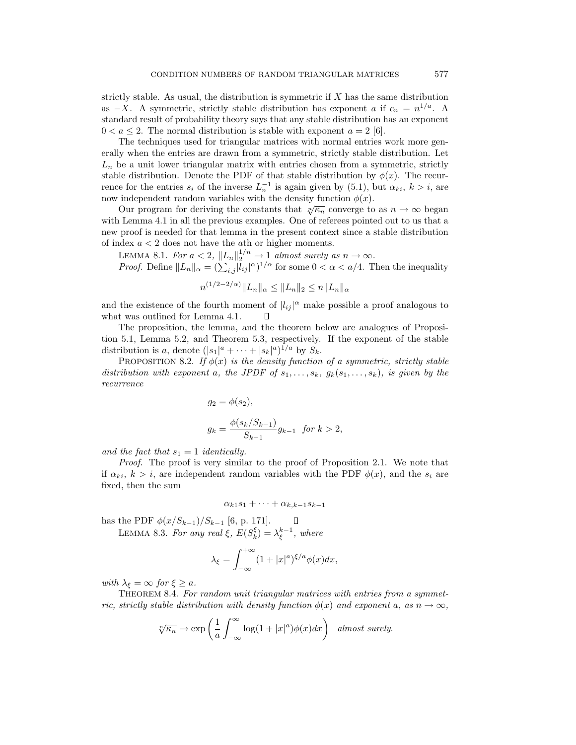strictly stable. As usual, the distribution is symmetric if $X$ has the same distribution as $-X$. A symmetric, strictly stable distribution has exponent $a$ if $c_n = n^{1/a}$. A standard result of probability theory says that any stable distribution has an exponent $0 < a \leq 2$. The normal distribution is stable with exponent $a = 2$ [6].

The techniques used for triangular matrices with normal entries work more generally when the entries are drawn from a symmetric, strictly stable distribution. Let $L_n$ be a unit lower triangular matrix with entries chosen from a symmetric, strictly stable distribution. Denote the PDF of that stable distribution by $\phi(x)$. The recurrence for the entries $s_i$ of the inverse $L_n^{-1}$ is again given by (5.1), but $\alpha_{ki}$, $k > i$, are now independent random variables with the density function $\phi(x)$.

Our program for deriving the constants that $\sqrt[n]{\kappa_n}$ converge to as $n \to \infty$ began with Lemma 4.1 in all the previous examples. One of referees pointed out to us that a new proof is needed for that lemma in the present context since a stable distribution of index $a < 2$ does not have the $a$th or higher moments.

LEMMA 8.1. *For $a < 2$, $\|L_n\|_2^{1/n} \to 1$ almost surely as $n \to \infty$.*

*Proof.* Define $\|L_n\|_\alpha = (\sum_{i,j} |l_{ij}|^\alpha)^{1/\alpha}$ for some $0 < \alpha < a/4$. Then the inequality

$$n^{(1/2 - 2/\alpha)} \|L_n\|_\alpha \leq \|L_n\|_2 \leq n \|L_n\|_\alpha$$

and the existence of the fourth moment of $|l_{ij}|^\alpha$ make possible a proof analogous to what was outlined for Lemma 4.1. ∎

The proposition, the lemma, and the theorem below are analogues of Proposition 5.1, Lemma 5.2, and Theorem 5.3, respectively. If the exponent of the stable distribution is $a$, denote $(|s_1|^a + \cdots + |s_k|^a)^{1/a}$ by $S_k$.

PROPOSITION 8.2. *If $\phi(x)$ is the density function of a symmetric, strictly stable distribution with exponent $a$, the JPDF of $s_1, \ldots, s_k$, $g_k(s_1, \ldots, s_k)$, is given by the recurrence*

$$g_2 = \phi(s_2),$$

$$g_k = \frac{\phi(s_k/S_{k-1})}{S_{k-1}} g_{k-1} \quad \text{for } k > 2,$$

*and the fact that $s_1 = 1$ identically.*

*Proof.* The proof is very similar to the proof of Proposition 2.1. We note that if $\alpha_{ki}$, $k > i$, are independent random variables with the PDF $\phi(x)$, and the $s_i$ are fixed, then the sum

$$\alpha_{k1} s_1 + \cdots + \alpha_{k,k-1} s_{k-1}$$

has the PDF $\phi(x/S_{k-1})/S_{k-1}$ [6, p. 171]. ∎

LEMMA 8.3. *For any real $\xi$, $E(S_k^\xi) = \lambda_\xi^{k-1}$, where*

$$\lambda_\xi = \int_{-\infty}^{+\infty} (1 + |x|^a)^{\xi/a} \phi(x) dx,$$

*with $\lambda_\xi = \infty$ for $\xi \geq a$.*

THEOREM 8.4. *For random unit triangular matrices with entries from a symmetric, strictly stable distribution with density function $\phi(x)$ and exponent $a$, as $n \to \infty$,*

$$\sqrt[n]{\kappa_n} \to \exp\left( \frac{1}{a} \int_{-\infty}^{\infty} \log(1 + |x|^a) \phi(x) dx \right) \quad \textit{almost surely.}$$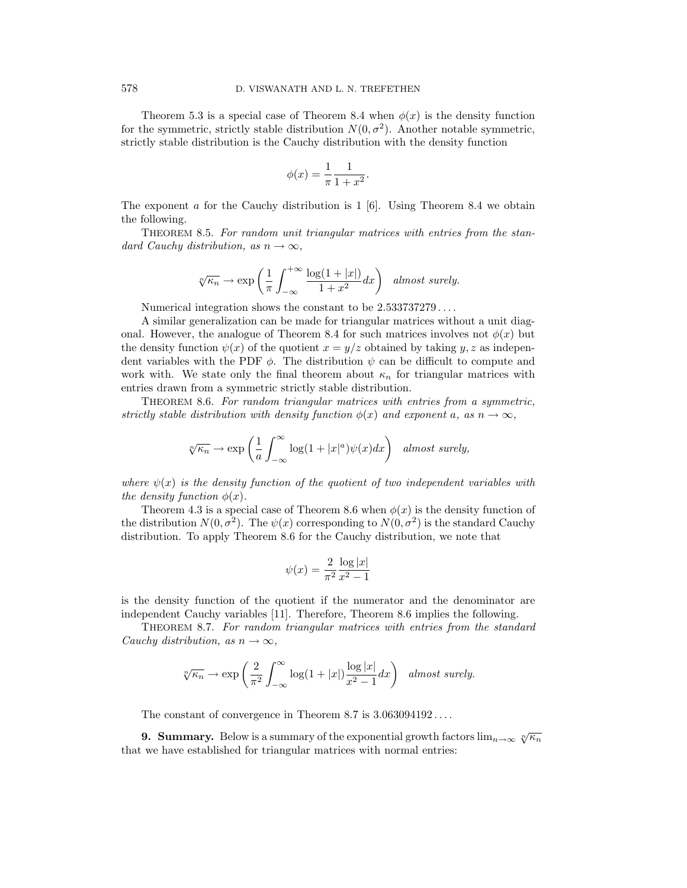Theorem 5.3 is a special case of Theorem 8.4 when $\phi(x)$ is the density function for the symmetric, strictly stable distribution $N(0, \sigma^2)$. Another notable symmetric, strictly stable distribution is the Cauchy distribution with the density function

$$\phi(x) = \frac{1}{\pi}\frac{1}{1+x^2}.$$

The exponent $a$ for the Cauchy distribution is 1 [6]. Using Theorem 8.4 we obtain the following.

THEOREM 8.5. *For random unit triangular matrices with entries from the standard Cauchy distribution, as $n \to \infty$,*

$$\sqrt[n]{\kappa_n} \to \exp\left(\frac{1}{\pi}\int_{-\infty}^{+\infty} \frac{\log(1+|x|)}{1+x^2}dx\right) \quad \textit{almost surely.}$$

Numerical integration shows the constant to be $2.533737279\ldots$.

A similar generalization can be made for triangular matrices without a unit diagonal. However, the analogue of Theorem 8.4 for such matrices involves not $\phi(x)$ but the density function $\psi(x)$ of the quotient $x = y/z$ obtained by taking $y, z$ as independent variables with the PDF $\phi$. The distribution $\psi$ can be difficult to compute and work with. We state only the final theorem about $\kappa_n$ for triangular matrices with entries drawn from a symmetric strictly stable distribution.

THEOREM 8.6. *For random triangular matrices with entries from a symmetric, strictly stable distribution with density function $\phi(x)$ and exponent $a$, as $n \to \infty$,*

$$\sqrt[n]{\kappa_n} \to \exp\left(\frac{1}{a}\int_{-\infty}^{\infty} \log(1+|x|^a)\psi(x)dx\right) \quad \textit{almost surely,}$$

*where $\psi(x)$ is the density function of the quotient of two independent variables with the density function $\phi(x)$.*

Theorem 4.3 is a special case of Theorem 8.6 when $\phi(x)$ is the density function of the distribution $N(0, \sigma^2)$. The $\psi(x)$ corresponding to $N(0, \sigma^2)$ is the standard Cauchy distribution. To apply Theorem 8.6 for the Cauchy distribution, we note that

$$\psi(x) = \frac{2}{\pi^2}\frac{\log|x|}{x^2-1}$$

is the density function of the quotient if the numerator and the denominator are independent Cauchy variables [11]. Therefore, Theorem 8.6 implies the following.

THEOREM 8.7. *For random triangular matrices with entries from the standard Cauchy distribution, as $n \to \infty$,*

$$\sqrt[n]{\kappa_n} \to \exp\left(\frac{2}{\pi^2}\int_{-\infty}^{\infty} \log(1+|x|)\frac{\log|x|}{x^2-1}dx\right) \quad \textit{almost surely.}$$

The constant of convergence in Theorem 8.7 is $3.063094192\ldots$.

**9. Summary.** Below is a summary of the exponential growth factors $\lim_{n\to\infty} \sqrt[n]{\kappa_n}$ that we have established for triangular matrices with normal entries: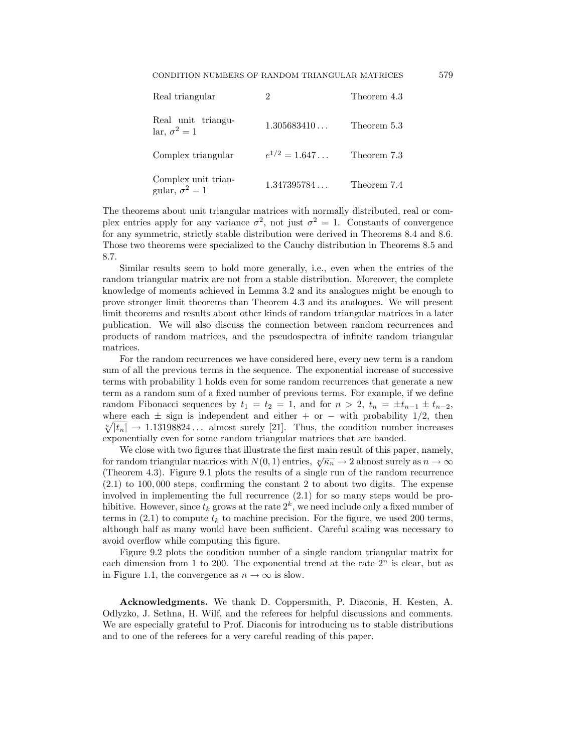| | | |
|---|---|---|
| Real triangular | 2 | Theorem 4.3 |
| Real unit triangular, $\sigma^2 = 1$ | $1.305683410\ldots$ | Theorem 5.3 |
| Complex triangular | $e^{1/2} = 1.647\ldots$ | Theorem 7.3 |
| Complex unit triangular, $\sigma^2 = 1$ | $1.347395784\ldots$ | Theorem 7.4 |

The theorems about unit triangular matrices with normally distributed, real or complex entries apply for any variance $\sigma^2$, not just $\sigma^2 = 1$. Constants of convergence for any symmetric, strictly stable distribution were derived in Theorems 8.4 and 8.6. Those two theorems were specialized to the Cauchy distribution in Theorems 8.5 and 8.7.

Similar results seem to hold more generally, i.e., even when the entries of the random triangular matrix are not from a stable distribution. Moreover, the complete knowledge of moments achieved in Lemma 3.2 and its analogues might be enough to prove stronger limit theorems than Theorem 4.3 and its analogues. We will present limit theorems and results about other kinds of random triangular matrices in a later publication. We will also discuss the connection between random recurrences and products of random matrices, and the pseudospectra of infinite random triangular matrices.

For the random recurrences we have considered here, every new term is a random sum of all the previous terms in the sequence. The exponential increase of successive terms with probability 1 holds even for some random recurrences that generate a new term as a random sum of a fixed number of previous terms. For example, if we define random Fibonacci sequences by $t_1 = t_2 = 1$, and for $n > 2$, $t_n = \pm t_{n-1} \pm t_{n-2}$, where each $\pm$ sign is independent and either $+$ or $-$ with probability $1/2$, then $\sqrt[n]{|t_n|} \to 1.13198824\ldots$ almost surely [21]. Thus, the condition number increases exponentially even for some random triangular matrices that are banded.

We close with two figures that illustrate the first main result of this paper, namely, for random triangular matrices with $N(0,1)$ entries, $\sqrt[n]{\kappa_n} \to 2$ almost surely as $n \to \infty$ (Theorem 4.3). Figure 9.1 plots the results of a single run of the random recurrence (2.1) to 100,000 steps, confirming the constant 2 to about two digits. The expense involved in implementing the full recurrence (2.1) for so many steps would be prohibitive. However, since $t_k$ grows at the rate $2^k$, we need include only a fixed number of terms in (2.1) to compute $t_k$ to machine precision. For the figure, we used 200 terms, although half as many would have been sufficient. Careful scaling was necessary to avoid overflow while computing this figure.

Figure 9.2 plots the condition number of a single random triangular matrix for each dimension from 1 to 200. The exponential trend at the rate $2^n$ is clear, but as in Figure 1.1, the convergence as $n \to \infty$ is slow.

**Acknowledgments.** We thank D. Coppersmith, P. Diaconis, H. Kesten, A. Odlyzko, J. Sethna, H. Wilf, and the referees for helpful discussions and comments. We are especially grateful to Prof. Diaconis for introducing us to stable distributions and to one of the referees for a very careful reading of this paper.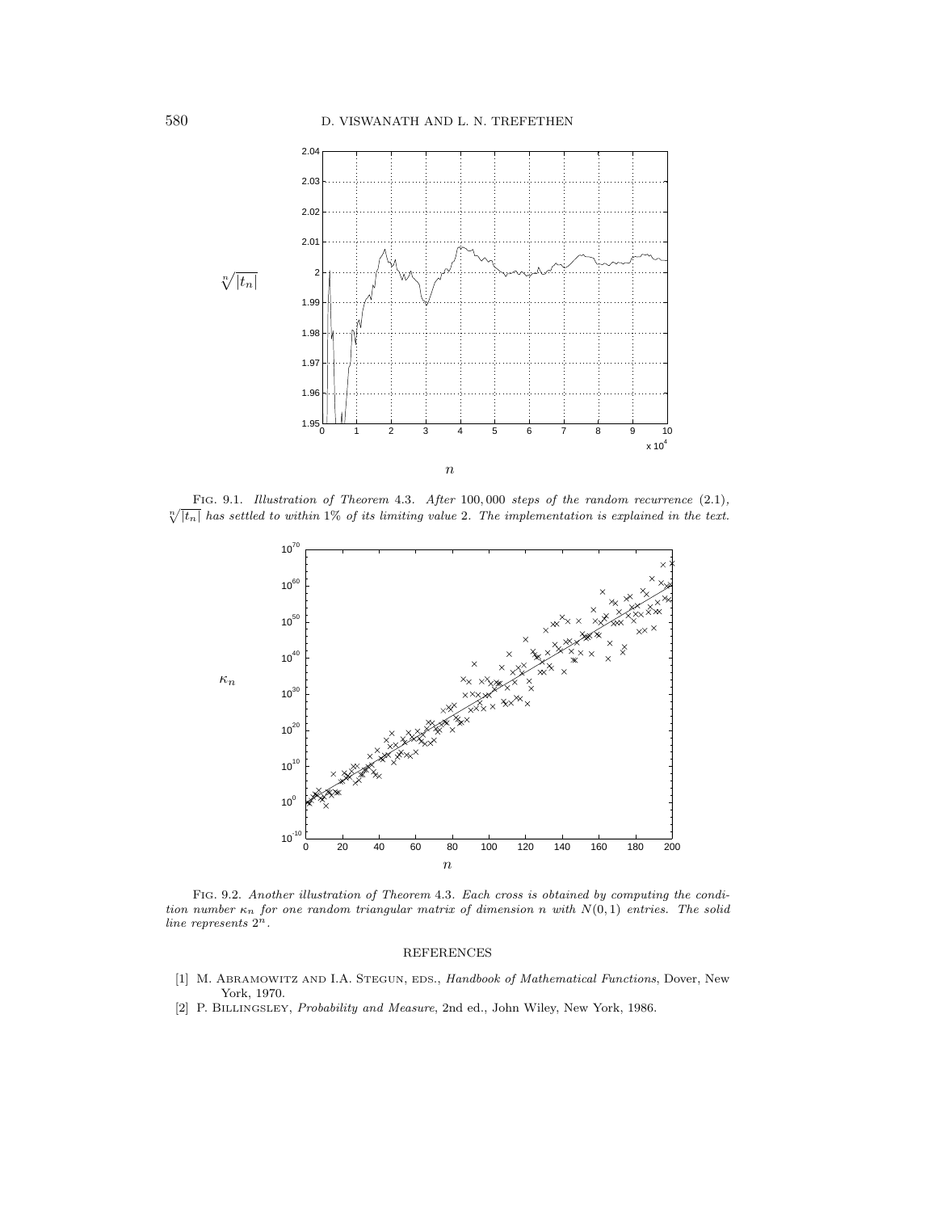Fig. 9.1. *Illustration of Theorem* 4.3. *After* 100,000 *steps of the random recurrence* (2.1), $\sqrt[n]{|t_n|}$ *has settled to within* 1% *of its limiting value* 2. *The implementation is explained in the text.*

Fig. 9.2. *Another illustration of Theorem* 4.3. *Each cross is obtained by computing the condition number* $\kappa_n$ *for one random triangular matrix of dimension* $n$ *with* $N(0,1)$ *entries. The solid line represents* $2^n$.

## REFERENCES

[1] M. Abramowitz and I.A. Stegun, eds., *Handbook of Mathematical Functions*, Dover, New York, 1970.

[2] P. Billingsley, *Probability and Measure*, 2nd ed., John Wiley, New York, 1986.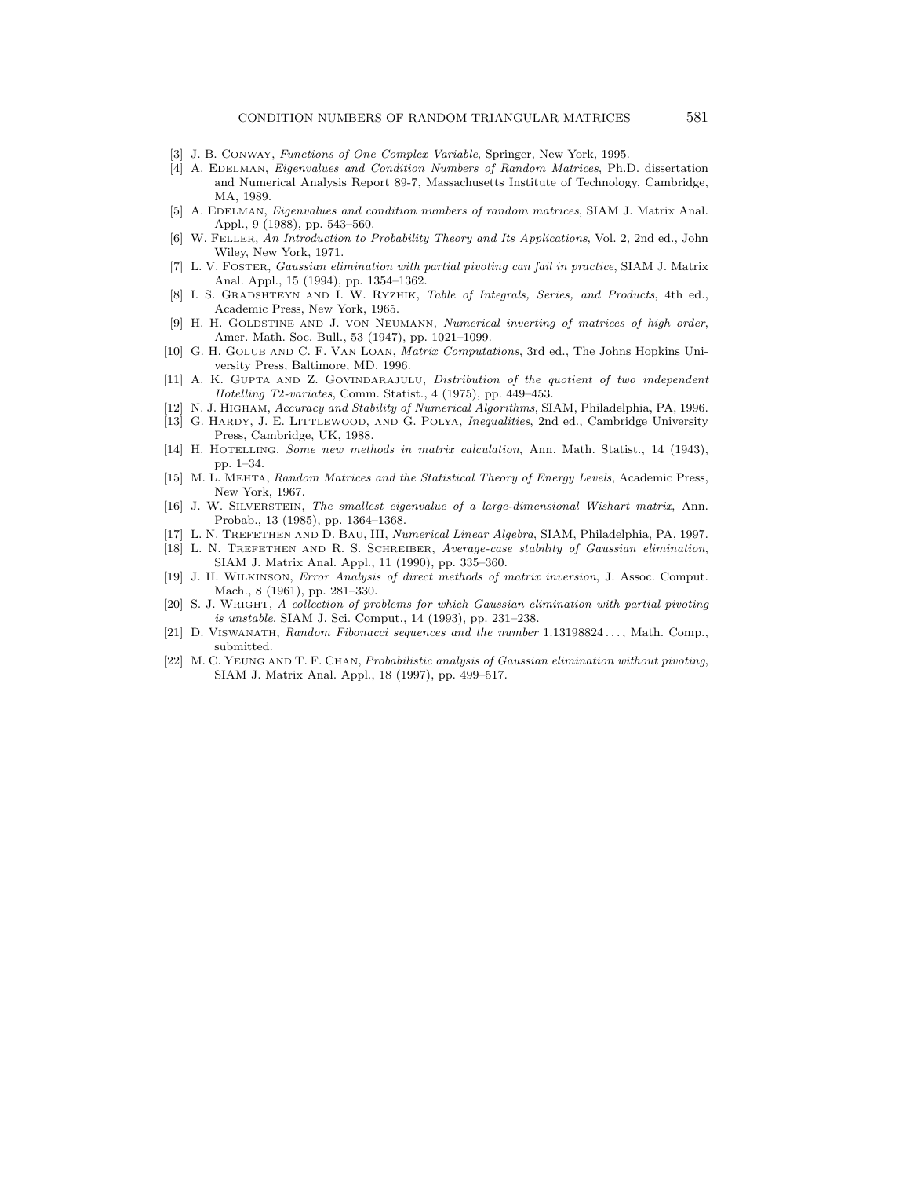[3] J. B. Conway, *Functions of One Complex Variable*, Springer, New York, 1995.

[4] A. Edelman, *Eigenvalues and Condition Numbers of Random Matrices*, Ph.D. dissertation and Numerical Analysis Report 89-7, Massachusetts Institute of Technology, Cambridge, MA, 1989.

[5] A. Edelman, *Eigenvalues and condition numbers of random matrices*, SIAM J. Matrix Anal. Appl., 9 (1988), pp. 543–560.

[6] W. Feller, *An Introduction to Probability Theory and Its Applications*, Vol. 2, 2nd ed., John Wiley, New York, 1971.

[7] L. V. Foster, *Gaussian elimination with partial pivoting can fail in practice*, SIAM J. Matrix Anal. Appl., 15 (1994), pp. 1354–1362.

[8] I. S. Gradshteyn and I. W. Ryzhik, *Table of Integrals, Series, and Products*, 4th ed., Academic Press, New York, 1965.

[9] H. H. Goldstine and J. von Neumann, *Numerical inverting of matrices of high order*, Amer. Math. Soc. Bull., 53 (1947), pp. 1021–1099.

[10] G. H. Golub and C. F. Van Loan, *Matrix Computations*, 3rd ed., The Johns Hopkins University Press, Baltimore, MD, 1996.

[11] A. K. Gupta and Z. Govindarajulu, *Distribution of the quotient of two independent Hotelling T2-variates*, Comm. Statist., 4 (1975), pp. 449–453.

[12] N. J. Higham, *Accuracy and Stability of Numerical Algorithms*, SIAM, Philadelphia, PA, 1996.

[13] G. Hardy, J. E. Littlewood, and G. Polya, *Inequalities*, 2nd ed., Cambridge University Press, Cambridge, UK, 1988.

[14] H. Hotelling, *Some new methods in matrix calculation*, Ann. Math. Statist., 14 (1943), pp. 1–34.

[15] M. L. Mehta, *Random Matrices and the Statistical Theory of Energy Levels*, Academic Press, New York, 1967.

[16] J. W. Silverstein, *The smallest eigenvalue of a large-dimensional Wishart matrix*, Ann. Probab., 13 (1985), pp. 1364–1368.

[17] L. N. Trefethen and D. Bau, III, *Numerical Linear Algebra*, SIAM, Philadelphia, PA, 1997.

[18] L. N. Trefethen and R. S. Schreiber, *Average-case stability of Gaussian elimination*, SIAM J. Matrix Anal. Appl., 11 (1990), pp. 335–360.

[19] J. H. Wilkinson, *Error Analysis of direct methods of matrix inversion*, J. Assoc. Comput. Mach., 8 (1961), pp. 281–330.

[20] S. J. Wright, *A collection of problems for which Gaussian elimination with partial pivoting is unstable*, SIAM J. Sci. Comput., 14 (1993), pp. 231–238.

[21] D. Viswanath, *Random Fibonacci sequences and the number* 1.13198824 . . . , Math. Comp., submitted.

[22] M. C. Yeung and T. F. Chan, *Probabilistic analysis of Gaussian elimination without pivoting*, SIAM J. Matrix Anal. Appl., 18 (1997), pp. 499–517.